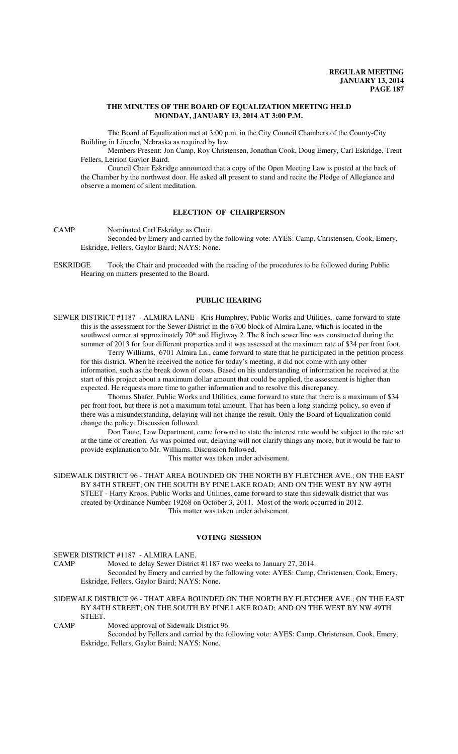# THE MINUTES OF THE BOARD OF EQUALIZATION MEETING HELD MONDAY, JANUARY 13, 2014 AT 3:00 P.M.

The Board of Equalization met at 3:00 p.m. in the City Council Chambers of the County-City Building in Lincoln, Nebraska as required by law.

Members Present: Jon Camp, Roy Christensen, Jonathan Cook, Doug Emery, Carl Eskridge, Trent Fellers, Leirion Gaylor Baird.

Council Chair Eskridge announced that a copy of the Open Meeting Law is posted at the back of the Chamber by the northwest door. He asked all present to stand and recite the Pledge of Allegiance and observe a moment of silent meditation.

## ELECTION OF CHAIRPERSON

CAMP Nominated Carl Eskridge as Chair.

Seconded by Emery and carried by the following vote: AYES: Camp, Christensen, Cook, Emery, Eskridge, Fellers, Gaylor Baird; NAYS: None.

ESKRIDGE Took the Chair and proceeded with the reading of the procedures to be followed during Public Hearing on matters presented to the Board.

## PUBLIC HEARING

SEWER DISTRICT #1187 - ALMIRA LANE - Kris Humphrey, Public Works and Utilities, came forward to state this is the assessment for the Sewer District in the 6700 block of Almira Lane, which is located in the southwest corner at approximately 70th and Highway 2. The 8 inch sewer line was constructed during the summer of 2013 for four different properties and it was assessed at the maximum rate of $34 per front foot.

Terry Williams, 6701 Almira Ln., came forward to state that he participated in the petition process for this district. When he received the notice for today's meeting, it did not come with any other information, such as the break down of costs. Based on his understanding of information he received at the start of this project about a maximum dollar amount that could be applied, the assessment is higher than expected. He requests more time to gather information and to resolve this discrepancy.

Thomas Shafer, Public Works and Utilities, came forward to state that there is a maximum of $34 per front foot, but there is not a maximum total amount. That has been a long standing policy, so even if there was a misunderstanding, delaying will not change the result. Only the Board of Equalization could change the policy. Discussion followed.

Don Taute, Law Department, came forward to state the interest rate would be subject to the rate set at the time of creation. As was pointed out, delaying will not clarify things any more, but it would be fair to provide explanation to Mr. Williams. Discussion followed.

This matter was taken under advisement.

SIDEWALK DISTRICT 96 - THAT AREA BOUNDED ON THE NORTH BY FLETCHER AVE.; ON THE EAST BY 84TH STREET; ON THE SOUTH BY PINE LAKE ROAD; AND ON THE WEST BY NW 49TH STEET - Harry Kroos, Public Works and Utilities, came forward to state this sidewalk district that was created by Ordinance Number 19268 on October 3, 2011. Most of the work occurred in 2012.

This matter was taken under advisement.

## VOTING SESSION

SEWER DISTRICT #1187 - ALMIRA LANE.

CAMP Moved to delay Sewer District #1187 two weeks to January 27, 2014.

Seconded by Emery and carried by the following vote: AYES: Camp, Christensen, Cook, Emery, Eskridge, Fellers, Gaylor Baird; NAYS: None.

SIDEWALK DISTRICT 96 - THAT AREA BOUNDED ON THE NORTH BY FLETCHER AVE.; ON THE EAST BY 84TH STREET; ON THE SOUTH BY PINE LAKE ROAD; AND ON THE WEST BY NW 49TH STEET.

CAMP Moved approval of Sidewalk District 96.

Seconded by Fellers and carried by the following vote: AYES: Camp, Christensen, Cook, Emery, Eskridge, Fellers, Gaylor Baird; NAYS: None.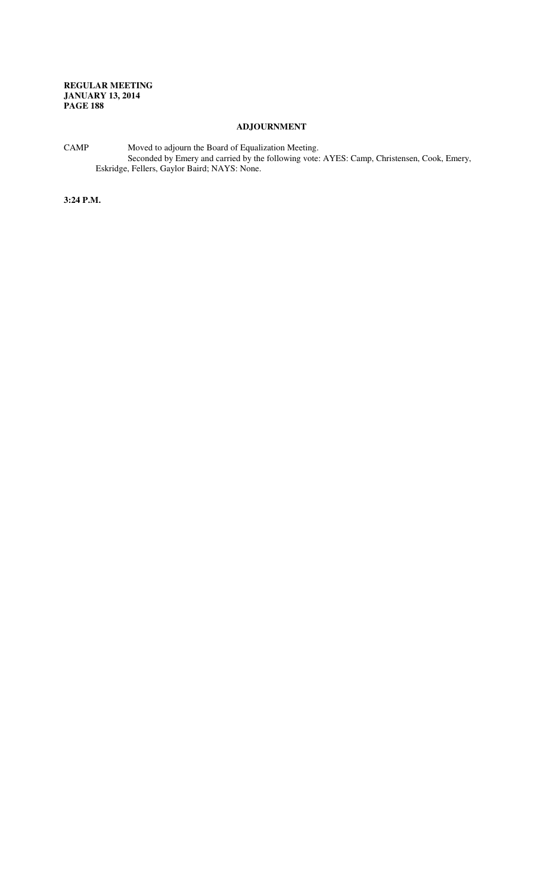## ADJOURNMENT

CAMP Moved to adjourn the Board of Equalization Meeting.
Seconded by Emery and carried by the following vote: AYES: Camp, Christensen, Cook, Emery, Eskridge, Fellers, Gaylor Baird; NAYS: None.

**3:24 P.M.**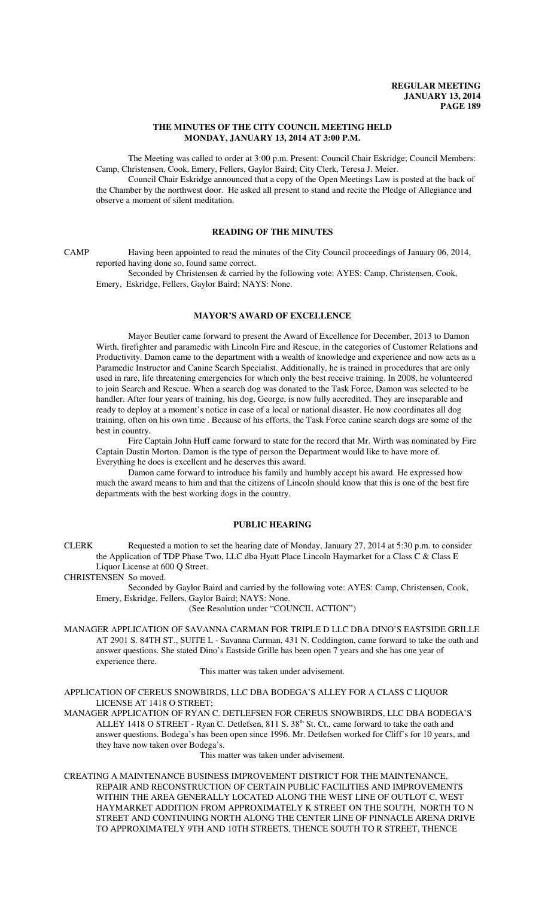# THE MINUTES OF THE CITY COUNCIL MEETING HELD MONDAY, JANUARY 13, 2014 AT 3:00 P.M.

The Meeting was called to order at 3:00 p.m. Present: Council Chair Eskridge; Council Members: Camp, Christensen, Cook, Emery, Fellers, Gaylor Baird; City Clerk, Teresa J. Meier.

Council Chair Eskridge announced that a copy of the Open Meetings Law is posted at the back of the Chamber by the northwest door. He asked all present to stand and recite the Pledge of Allegiance and observe a moment of silent meditation.

## READING OF THE MINUTES

CAMP Having been appointed to read the minutes of the City Council proceedings of January 06, 2014, reported having done so, found same correct.

Seconded by Christensen & carried by the following vote: AYES: Camp, Christensen, Cook, Emery, Eskridge, Fellers, Gaylor Baird; NAYS: None.

## MAYOR'S AWARD OF EXCELLENCE

Mayor Beutler came forward to present the Award of Excellence for December, 2013 to Damon Wirth, firefighter and paramedic with Lincoln Fire and Rescue, in the categories of Customer Relations and Productivity. Damon came to the department with a wealth of knowledge and experience and now acts as a Paramedic Instructor and Canine Search Specialist. Additionally, he is trained in procedures that are only used in rare, life threatening emergencies for which only the best receive training. In 2008, he volunteered to join Search and Rescue. When a search dog was donated to the Task Force, Damon was selected to be handler. After four years of training, his dog, George, is now fully accredited. They are inseparable and ready to deploy at a moment's notice in case of a local or national disaster. He now coordinates all dog training, often on his own time . Because of his efforts, the Task Force canine search dogs are some of the best in country.

Fire Captain John Huff came forward to state for the record that Mr. Wirth was nominated by Fire Captain Dustin Morton. Damon is the type of person the Department would like to have more of. Everything he does is excellent and he deserves this award.

Damon came forward to introduce his family and humbly accept his award. He expressed how much the award means to him and that the citizens of Lincoln should know that this is one of the best fire departments with the best working dogs in the country.

## PUBLIC HEARING

CLERK Requested a motion to set the hearing date of Monday, January 27, 2014 at 5:30 p.m. to consider the Application of TDP Phase Two, LLC dba Hyatt Place Lincoln Haymarket for a Class C & Class E Liquor License at 600 Q Street.

CHRISTENSEN So moved.

Seconded by Gaylor Baird and carried by the following vote: AYES: Camp, Christensen, Cook, Emery, Eskridge, Fellers, Gaylor Baird; NAYS: None.

(See Resolution under "COUNCIL ACTION")

MANAGER APPLICATION OF SAVANNA CARMAN FOR TRIPLE D LLC DBA DINO'S EASTSIDE GRILLE AT 2901 S. 84TH ST., SUITE L - Savanna Carman, 431 N. Coddington, came forward to take the oath and answer questions. She stated Dino's Eastside Grille has been open 7 years and she has one year of experience there.

This matter was taken under advisement.

APPLICATION OF CEREUS SNOWBIRDS, LLC DBA BODEGA'S ALLEY FOR A CLASS C LIQUOR LICENSE AT 1418 O STREET;

MANAGER APPLICATION OF RYAN C. DETLEFSEN FOR CEREUS SNOWBIRDS, LLC DBA BODEGA'S ALLEY 1418 O STREET - Ryan C. Detlefsen, 811 S. 38th St. Ct., came forward to take the oath and answer questions. Bodega's has been open since 1996. Mr. Detlefsen worked for Cliff's for 10 years, and they have now taken over Bodega's.

This matter was taken under advisement.

CREATING A MAINTENANCE BUSINESS IMPROVEMENT DISTRICT FOR THE MAINTENANCE, REPAIR AND RECONSTRUCTION OF CERTAIN PUBLIC FACILITIES AND IMPROVEMENTS WITHIN THE AREA GENERALLY LOCATED ALONG THE WEST LINE OF OUTLOT C, WEST HAYMARKET ADDITION FROM APPROXIMATELY K STREET ON THE SOUTH, NORTH TO N STREET AND CONTINUING NORTH ALONG THE CENTER LINE OF PINNACLE ARENA DRIVE TO APPROXIMATELY 9TH AND 10TH STREETS, THENCE SOUTH TO R STREET, THENCE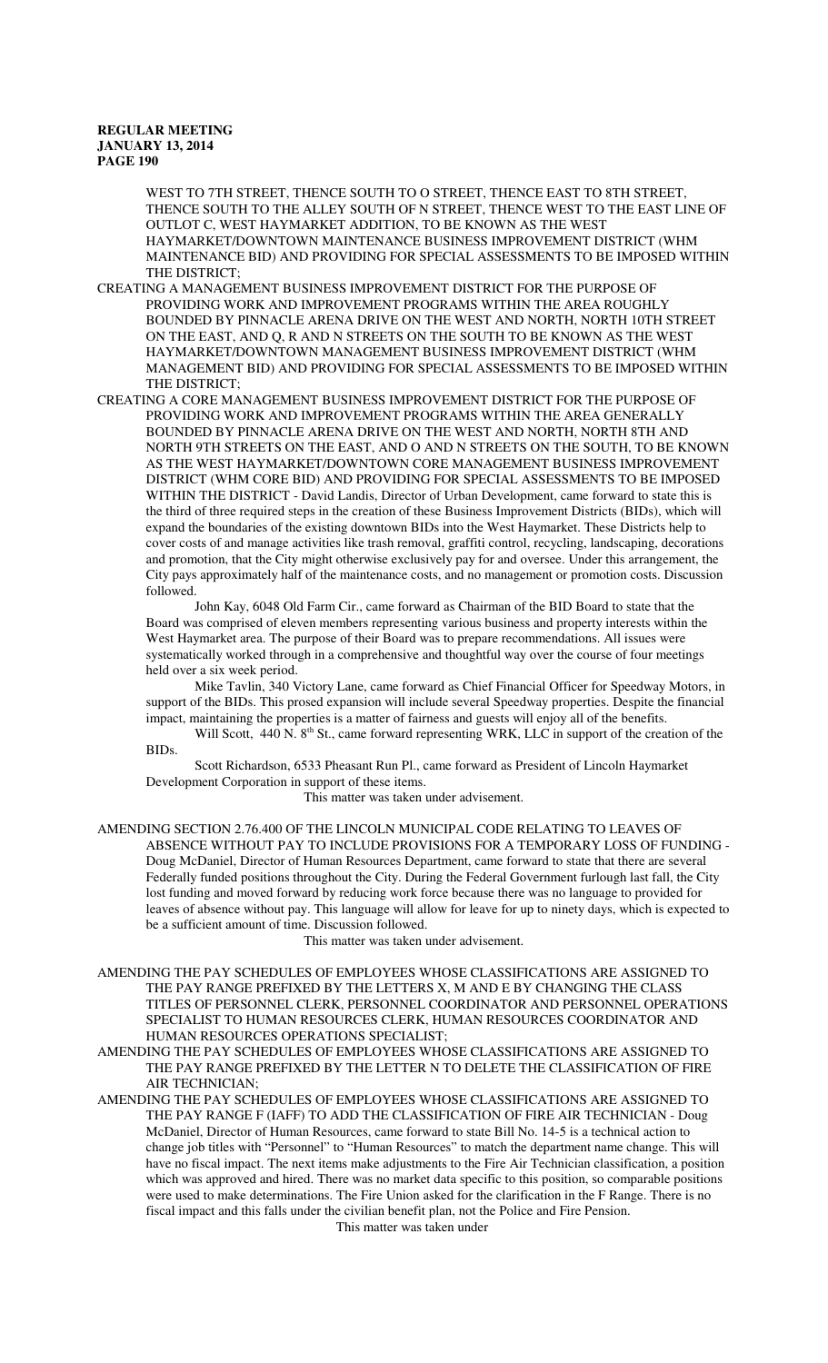WEST TO 7TH STREET, THENCE SOUTH TO O STREET, THENCE EAST TO 8TH STREET, THENCE SOUTH TO THE ALLEY SOUTH OF N STREET, THENCE WEST TO THE EAST LINE OF OUTLOT C, WEST HAYMARKET ADDITION, TO BE KNOWN AS THE WEST HAYMARKET/DOWNTOWN MAINTENANCE BUSINESS IMPROVEMENT DISTRICT (WHM MAINTENANCE BID) AND PROVIDING FOR SPECIAL ASSESSMENTS TO BE IMPOSED WITHIN THE DISTRICT;

CREATING A MANAGEMENT BUSINESS IMPROVEMENT DISTRICT FOR THE PURPOSE OF PROVIDING WORK AND IMPROVEMENT PROGRAMS WITHIN THE AREA ROUGHLY BOUNDED BY PINNACLE ARENA DRIVE ON THE WEST AND NORTH, NORTH 10TH STREET ON THE EAST, AND Q, R AND N STREETS ON THE SOUTH TO BE KNOWN AS THE WEST HAYMARKET/DOWNTOWN MANAGEMENT BUSINESS IMPROVEMENT DISTRICT (WHM MANAGEMENT BID) AND PROVIDING FOR SPECIAL ASSESSMENTS TO BE IMPOSED WITHIN THE DISTRICT;

CREATING A CORE MANAGEMENT BUSINESS IMPROVEMENT DISTRICT FOR THE PURPOSE OF PROVIDING WORK AND IMPROVEMENT PROGRAMS WITHIN THE AREA GENERALLY BOUNDED BY PINNACLE ARENA DRIVE ON THE WEST AND NORTH, NORTH 8TH AND NORTH 9TH STREETS ON THE EAST, AND O AND N STREETS ON THE SOUTH, TO BE KNOWN AS THE WEST HAYMARKET/DOWNTOWN CORE MANAGEMENT BUSINESS IMPROVEMENT DISTRICT (WHM CORE BID) AND PROVIDING FOR SPECIAL ASSESSMENTS TO BE IMPOSED WITHIN THE DISTRICT - David Landis, Director of Urban Development, came forward to state this is the third of three required steps in the creation of these Business Improvement Districts (BIDs), which will expand the boundaries of the existing downtown BIDs into the West Haymarket. These Districts help to cover costs of and manage activities like trash removal, graffiti control, recycling, landscaping, decorations and promotion, that the City might otherwise exclusively pay for and oversee. Under this arrangement, the City pays approximately half of the maintenance costs, and no management or promotion costs. Discussion followed.

John Kay, 6048 Old Farm Cir., came forward as Chairman of the BID Board to state that the Board was comprised of eleven members representing various business and property interests within the West Haymarket area. The purpose of their Board was to prepare recommendations. All issues were systematically worked through in a comprehensive and thoughtful way over the course of four meetings held over a six week period.

Mike Tavlin, 340 Victory Lane, came forward as Chief Financial Officer for Speedway Motors, in support of the BIDs. This prosed expansion will include several Speedway properties. Despite the financial impact, maintaining the properties is a matter of fairness and guests will enjoy all of the benefits.

Will Scott, 440 N. 8th St., came forward representing WRK, LLC in support of the creation of the BIDs.

Scott Richardson, 6533 Pheasant Run Pl., came forward as President of Lincoln Haymarket Development Corporation in support of these items.

This matter was taken under advisement.

AMENDING SECTION 2.76.400 OF THE LINCOLN MUNICIPAL CODE RELATING TO LEAVES OF ABSENCE WITHOUT PAY TO INCLUDE PROVISIONS FOR A TEMPORARY LOSS OF FUNDING - Doug McDaniel, Director of Human Resources Department, came forward to state that there are several Federally funded positions throughout the City. During the Federal Government furlough last fall, the City lost funding and moved forward by reducing work force because there was no language to provided for leaves of absence without pay. This language will allow for leave for up to ninety days, which is expected to be a sufficient amount of time. Discussion followed.

This matter was taken under advisement.

AMENDING THE PAY SCHEDULES OF EMPLOYEES WHOSE CLASSIFICATIONS ARE ASSIGNED TO THE PAY RANGE PREFIXED BY THE LETTERS X, M AND E BY CHANGING THE CLASS TITLES OF PERSONNEL CLERK, PERSONNEL COORDINATOR AND PERSONNEL OPERATIONS SPECIALIST TO HUMAN RESOURCES CLERK, HUMAN RESOURCES COORDINATOR AND HUMAN RESOURCES OPERATIONS SPECIALIST;

AMENDING THE PAY SCHEDULES OF EMPLOYEES WHOSE CLASSIFICATIONS ARE ASSIGNED TO THE PAY RANGE PREFIXED BY THE LETTER N TO DELETE THE CLASSIFICATION OF FIRE AIR TECHNICIAN;

AMENDING THE PAY SCHEDULES OF EMPLOYEES WHOSE CLASSIFICATIONS ARE ASSIGNED TO THE PAY RANGE F (IAFF) TO ADD THE CLASSIFICATION OF FIRE AIR TECHNICIAN - Doug McDaniel, Director of Human Resources, came forward to state Bill No. 14-5 is a technical action to change job titles with "Personnel" to "Human Resources" to match the department name change. This will have no fiscal impact. The next items make adjustments to the Fire Air Technician classification, a position which was approved and hired. There was no market data specific to this position, so comparable positions were used to make determinations. The Fire Union asked for the clarification in the F Range. There is no fiscal impact and this falls under the civilian benefit plan, not the Police and Fire Pension.

This matter was taken under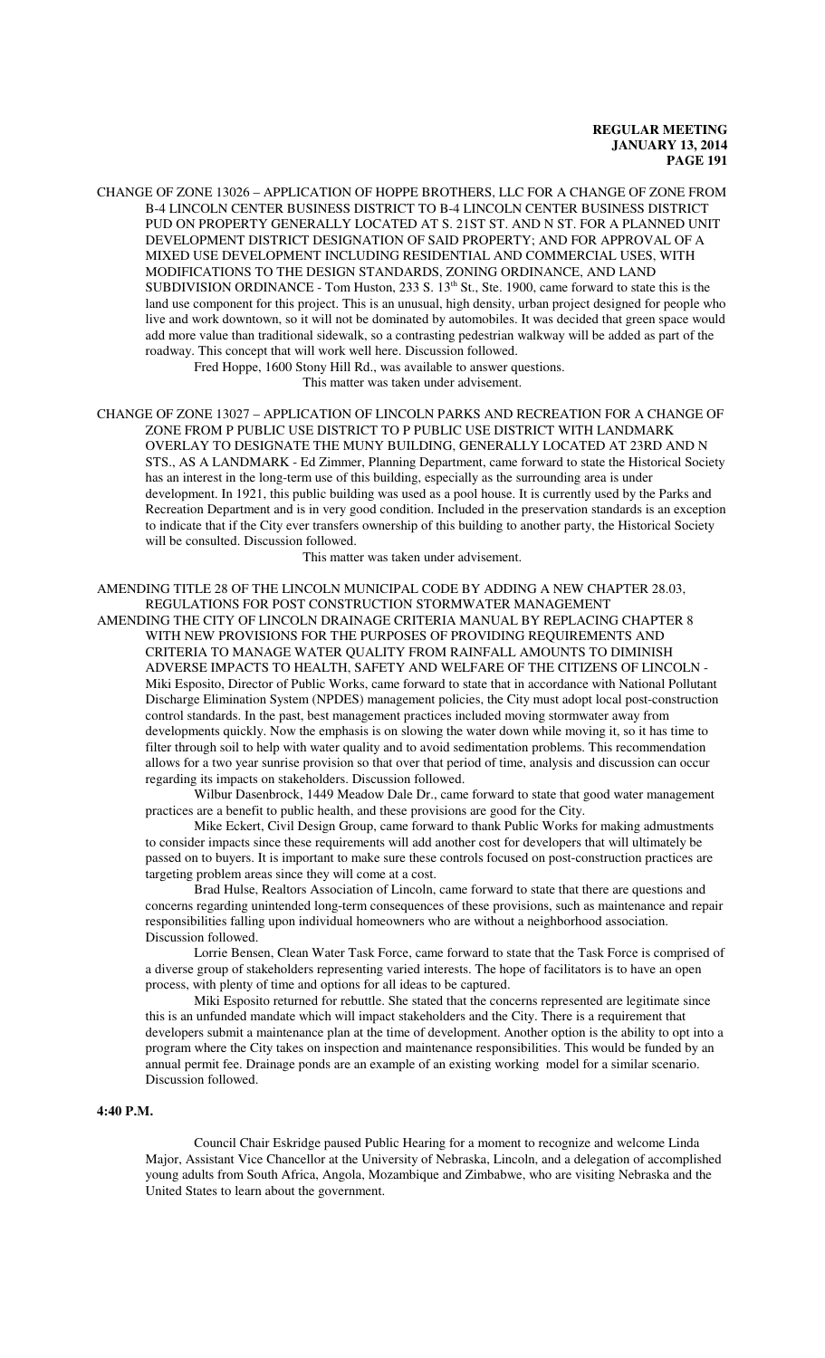CHANGE OF ZONE 13026 – APPLICATION OF HOPPE BROTHERS, LLC FOR A CHANGE OF ZONE FROM B-4 LINCOLN CENTER BUSINESS DISTRICT TO B-4 LINCOLN CENTER BUSINESS DISTRICT PUD ON PROPERTY GENERALLY LOCATED AT S. 21ST ST. AND N ST. FOR A PLANNED UNIT DEVELOPMENT DISTRICT DESIGNATION OF SAID PROPERTY; AND FOR APPROVAL OF A MIXED USE DEVELOPMENT INCLUDING RESIDENTIAL AND COMMERCIAL USES, WITH MODIFICATIONS TO THE DESIGN STANDARDS, ZONING ORDINANCE, AND LAND SUBDIVISION ORDINANCE - Tom Huston, 233 S. 13th St., Ste. 1900, came forward to state this is the land use component for this project. This is an unusual, high density, urban project designed for people who live and work downtown, so it will not be dominated by automobiles. It was decided that green space would add more value than traditional sidewalk, so a contrasting pedestrian walkway will be added as part of the roadway. This concept that will work well here. Discussion followed.

Fred Hoppe, 1600 Stony Hill Rd., was available to answer questions.

This matter was taken under advisement.

CHANGE OF ZONE 13027 – APPLICATION OF LINCOLN PARKS AND RECREATION FOR A CHANGE OF ZONE FROM P PUBLIC USE DISTRICT TO P PUBLIC USE DISTRICT WITH LANDMARK OVERLAY TO DESIGNATE THE MUNY BUILDING, GENERALLY LOCATED AT 23RD AND N STS., AS A LANDMARK - Ed Zimmer, Planning Department, came forward to state the Historical Society has an interest in the long-term use of this building, especially as the surrounding area is under development. In 1921, this public building was used as a pool house. It is currently used by the Parks and Recreation Department and is in very good condition. Included in the preservation standards is an exception to indicate that if the City ever transfers ownership of this building to another party, the Historical Society will be consulted. Discussion followed.

This matter was taken under advisement.

AMENDING TITLE 28 OF THE LINCOLN MUNICIPAL CODE BY ADDING A NEW CHAPTER 28.03, REGULATIONS FOR POST CONSTRUCTION STORMWATER MANAGEMENT

AMENDING THE CITY OF LINCOLN DRAINAGE CRITERIA MANUAL BY REPLACING CHAPTER 8 WITH NEW PROVISIONS FOR THE PURPOSES OF PROVIDING REQUIREMENTS AND CRITERIA TO MANAGE WATER QUALITY FROM RAINFALL AMOUNTS TO DIMINISH ADVERSE IMPACTS TO HEALTH, SAFETY AND WELFARE OF THE CITIZENS OF LINCOLN - Miki Esposito, Director of Public Works, came forward to state that in accordance with National Pollutant Discharge Elimination System (NPDES) management policies, the City must adopt local post-construction control standards. In the past, best management practices included moving stormwater away from developments quickly. Now the emphasis is on slowing the water down while moving it, so it has time to filter through soil to help with water quality and to avoid sedimentation problems. This recommendation allows for a two year sunrise provision so that over that period of time, analysis and discussion can occur regarding its impacts on stakeholders. Discussion followed.

Wilbur Dasenbrock, 1449 Meadow Dale Dr., came forward to state that good water management practices are a benefit to public health, and these provisions are good for the City.

Mike Eckert, Civil Design Group, came forward to thank Public Works for making admustments to consider impacts since these requirements will add another cost for developers that will ultimately be passed on to buyers. It is important to make sure these controls focused on post-construction practices are targeting problem areas since they will come at a cost.

Brad Hulse, Realtors Association of Lincoln, came forward to state that there are questions and concerns regarding unintended long-term consequences of these provisions, such as maintenance and repair responsibilities falling upon individual homeowners who are without a neighborhood association. Discussion followed.

Lorrie Bensen, Clean Water Task Force, came forward to state that the Task Force is comprised of a diverse group of stakeholders representing varied interests. The hope of facilitators is to have an open process, with plenty of time and options for all ideas to be captured.

Miki Esposito returned for rebuttle. She stated that the concerns represented are legitimate since this is an unfunded mandate which will impact stakeholders and the City. There is a requirement that developers submit a maintenance plan at the time of development. Another option is the ability to opt into a program where the City takes on inspection and maintenance responsibilities. This would be funded by an annual permit fee. Drainage ponds are an example of an existing working model for a similar scenario. Discussion followed.

**4:40 P.M.**

Council Chair Eskridge paused Public Hearing for a moment to recognize and welcome Linda Major, Assistant Vice Chancellor at the University of Nebraska, Lincoln, and a delegation of accomplished young adults from South Africa, Angola, Mozambique and Zimbabwe, who are visiting Nebraska and the United States to learn about the government.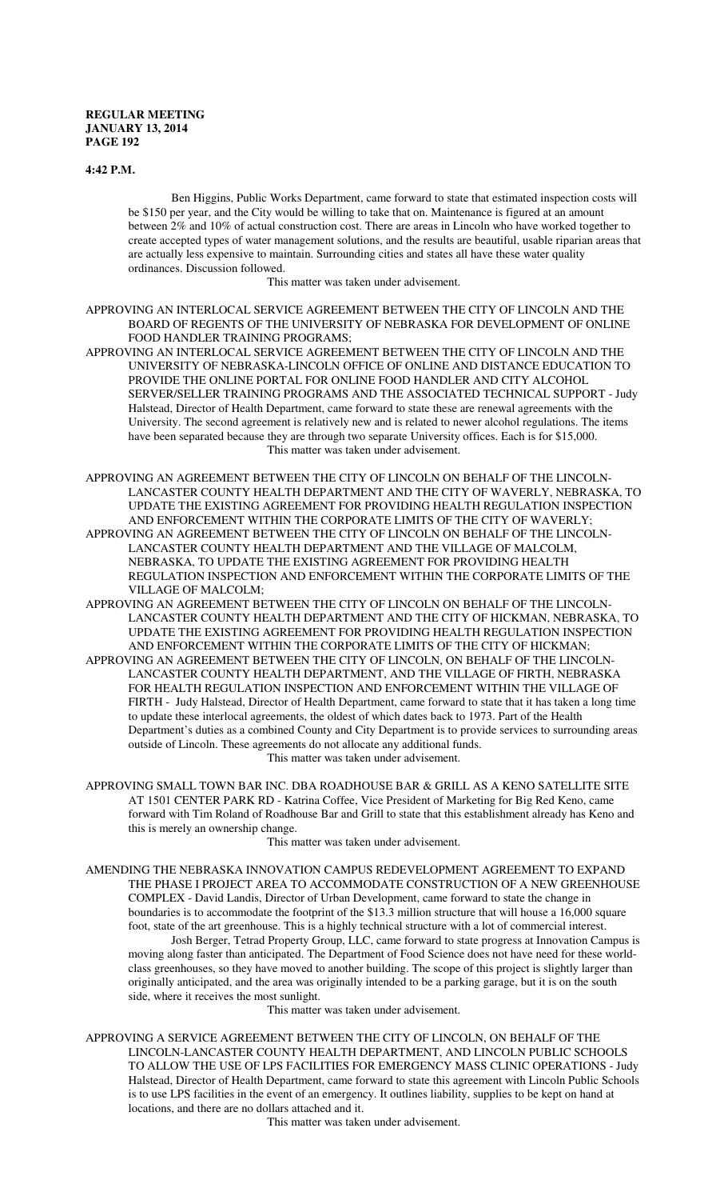**4:42 P.M.**

Ben Higgins, Public Works Department, came forward to state that estimated inspection costs will be $150 per year, and the City would be willing to take that on. Maintenance is figured at an amount between 2% and 10% of actual construction cost. There are areas in Lincoln who have worked together to create accepted types of water management solutions, and the results are beautiful, usable riparian areas that are actually less expensive to maintain. Surrounding cities and states all have these water quality ordinances. Discussion followed.

This matter was taken under advisement.

APPROVING AN INTERLOCAL SERVICE AGREEMENT BETWEEN THE CITY OF LINCOLN AND THE BOARD OF REGENTS OF THE UNIVERSITY OF NEBRASKA FOR DEVELOPMENT OF ONLINE FOOD HANDLER TRAINING PROGRAMS;

APPROVING AN INTERLOCAL SERVICE AGREEMENT BETWEEN THE CITY OF LINCOLN AND THE UNIVERSITY OF NEBRASKA-LINCOLN OFFICE OF ONLINE AND DISTANCE EDUCATION TO PROVIDE THE ONLINE PORTAL FOR ONLINE FOOD HANDLER AND CITY ALCOHOL SERVER/SELLER TRAINING PROGRAMS AND THE ASSOCIATED TECHNICAL SUPPORT - Judy Halstead, Director of Health Department, came forward to state these are renewal agreements with the University. The second agreement is relatively new and is related to newer alcohol regulations. The items have been separated because they are through two separate University offices. Each is for $15,000.

This matter was taken under advisement.

APPROVING AN AGREEMENT BETWEEN THE CITY OF LINCOLN ON BEHALF OF THE LINCOLN-LANCASTER COUNTY HEALTH DEPARTMENT AND THE CITY OF WAVERLY, NEBRASKA, TO UPDATE THE EXISTING AGREEMENT FOR PROVIDING HEALTH REGULATION INSPECTION AND ENFORCEMENT WITHIN THE CORPORATE LIMITS OF THE CITY OF WAVERLY;

APPROVING AN AGREEMENT BETWEEN THE CITY OF LINCOLN ON BEHALF OF THE LINCOLN-LANCASTER COUNTY HEALTH DEPARTMENT AND THE VILLAGE OF MALCOLM, NEBRASKA, TO UPDATE THE EXISTING AGREEMENT FOR PROVIDING HEALTH REGULATION INSPECTION AND ENFORCEMENT WITHIN THE CORPORATE LIMITS OF THE VILLAGE OF MALCOLM;

APPROVING AN AGREEMENT BETWEEN THE CITY OF LINCOLN ON BEHALF OF THE LINCOLN-LANCASTER COUNTY HEALTH DEPARTMENT AND THE CITY OF HICKMAN, NEBRASKA, TO UPDATE THE EXISTING AGREEMENT FOR PROVIDING HEALTH REGULATION INSPECTION AND ENFORCEMENT WITHIN THE CORPORATE LIMITS OF THE CITY OF HICKMAN;

APPROVING AN AGREEMENT BETWEEN THE CITY OF LINCOLN, ON BEHALF OF THE LINCOLN-LANCASTER COUNTY HEALTH DEPARTMENT, AND THE VILLAGE OF FIRTH, NEBRASKA FOR HEALTH REGULATION INSPECTION AND ENFORCEMENT WITHIN THE VILLAGE OF FIRTH - Judy Halstead, Director of Health Department, came forward to state that it has taken a long time to update these interlocal agreements, the oldest of which dates back to 1973. Part of the Health Department's duties as a combined County and City Department is to provide services to surrounding areas outside of Lincoln. These agreements do not allocate any additional funds.

This matter was taken under advisement.

APPROVING SMALL TOWN BAR INC. DBA ROADHOUSE BAR & GRILL AS A KENO SATELLITE SITE AT 1501 CENTER PARK RD - Katrina Coffee, Vice President of Marketing for Big Red Keno, came forward with Tim Roland of Roadhouse Bar and Grill to state that this establishment already has Keno and this is merely an ownership change.

This matter was taken under advisement.

AMENDING THE NEBRASKA INNOVATION CAMPUS REDEVELOPMENT AGREEMENT TO EXPAND THE PHASE I PROJECT AREA TO ACCOMMODATE CONSTRUCTION OF A NEW GREENHOUSE COMPLEX - David Landis, Director of Urban Development, came forward to state the change in boundaries is to accommodate the footprint of the $13.3 million structure that will house a 16,000 square foot, state of the art greenhouse. This is a highly technical structure with a lot of commercial interest.

Josh Berger, Tetrad Property Group, LLC, came forward to state progress at Innovation Campus is moving along faster than anticipated. The Department of Food Science does not have need for these world-class greenhouses, so they have moved to another building. The scope of this project is slightly larger than originally anticipated, and the area was originally intended to be a parking garage, but it is on the south side, where it receives the most sunlight.

This matter was taken under advisement.

APPROVING A SERVICE AGREEMENT BETWEEN THE CITY OF LINCOLN, ON BEHALF OF THE LINCOLN-LANCASTER COUNTY HEALTH DEPARTMENT, AND LINCOLN PUBLIC SCHOOLS TO ALLOW THE USE OF LPS FACILITIES FOR EMERGENCY MASS CLINIC OPERATIONS - Judy Halstead, Director of Health Department, came forward to state this agreement with Lincoln Public Schools is to use LPS facilities in the event of an emergency. It outlines liability, supplies to be kept on hand at locations, and there are no dollars attached and it.

This matter was taken under advisement.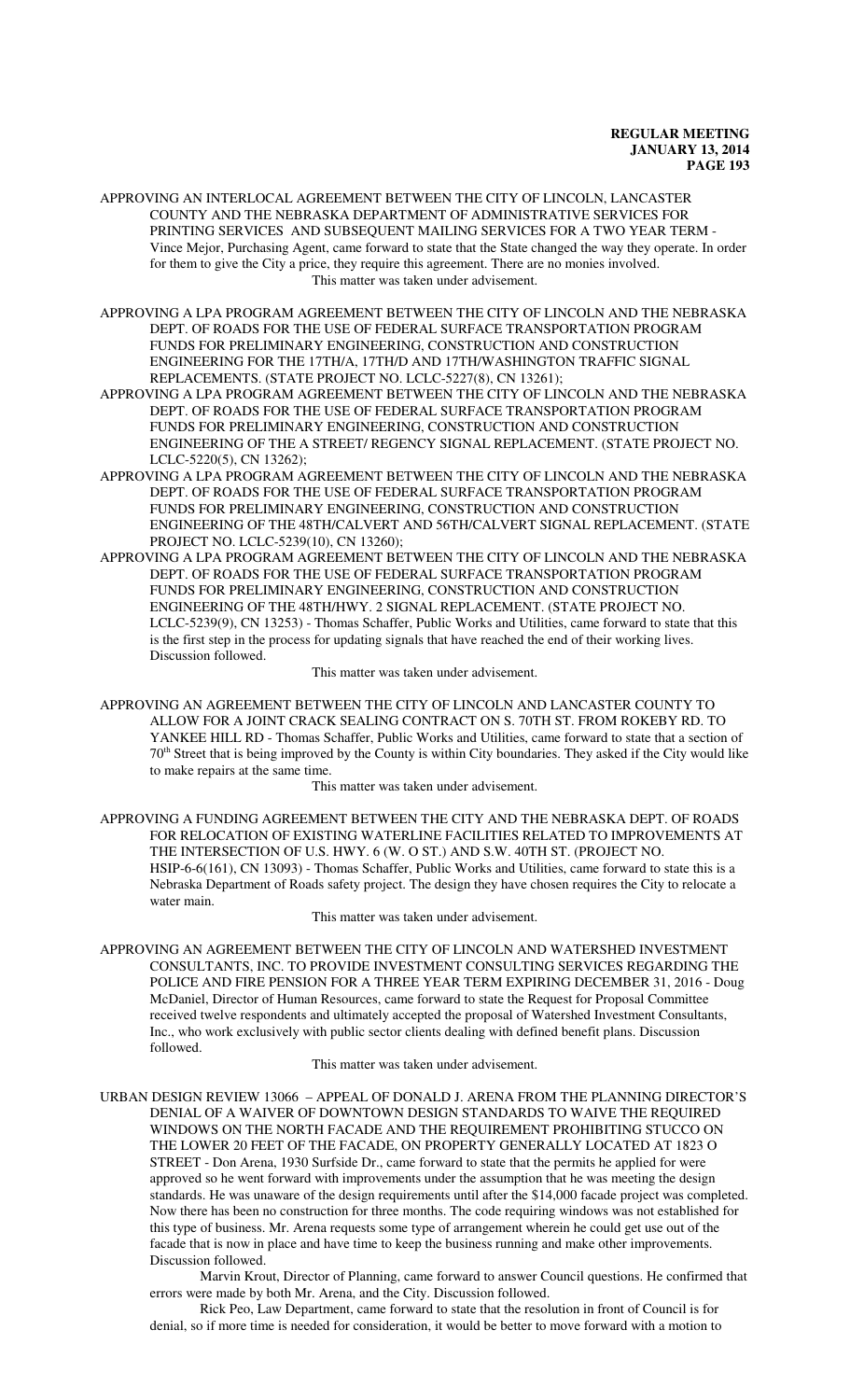APPROVING AN INTERLOCAL AGREEMENT BETWEEN THE CITY OF LINCOLN, LANCASTER COUNTY AND THE NEBRASKA DEPARTMENT OF ADMINISTRATIVE SERVICES FOR PRINTING SERVICES AND SUBSEQUENT MAILING SERVICES FOR A TWO YEAR TERM - Vince Mejor, Purchasing Agent, came forward to state that the State changed the way they operate. In order for them to give the City a price, they require this agreement. There are no monies involved.

This matter was taken under advisement.

APPROVING A LPA PROGRAM AGREEMENT BETWEEN THE CITY OF LINCOLN AND THE NEBRASKA DEPT. OF ROADS FOR THE USE OF FEDERAL SURFACE TRANSPORTATION PROGRAM FUNDS FOR PRELIMINARY ENGINEERING, CONSTRUCTION AND CONSTRUCTION ENGINEERING FOR THE 17TH/A, 17TH/D AND 17TH/WASHINGTON TRAFFIC SIGNAL REPLACEMENTS. (STATE PROJECT NO. LCLC-5227(8), CN 13261);

APPROVING A LPA PROGRAM AGREEMENT BETWEEN THE CITY OF LINCOLN AND THE NEBRASKA DEPT. OF ROADS FOR THE USE OF FEDERAL SURFACE TRANSPORTATION PROGRAM FUNDS FOR PRELIMINARY ENGINEERING, CONSTRUCTION AND CONSTRUCTION ENGINEERING OF THE A STREET/ REGENCY SIGNAL REPLACEMENT. (STATE PROJECT NO. LCLC-5220(5), CN 13262);

APPROVING A LPA PROGRAM AGREEMENT BETWEEN THE CITY OF LINCOLN AND THE NEBRASKA DEPT. OF ROADS FOR THE USE OF FEDERAL SURFACE TRANSPORTATION PROGRAM FUNDS FOR PRELIMINARY ENGINEERING, CONSTRUCTION AND CONSTRUCTION ENGINEERING OF THE 48TH/CALVERT AND 56TH/CALVERT SIGNAL REPLACEMENT. (STATE PROJECT NO. LCLC-5239(10), CN 13260);

APPROVING A LPA PROGRAM AGREEMENT BETWEEN THE CITY OF LINCOLN AND THE NEBRASKA DEPT. OF ROADS FOR THE USE OF FEDERAL SURFACE TRANSPORTATION PROGRAM FUNDS FOR PRELIMINARY ENGINEERING, CONSTRUCTION AND CONSTRUCTION ENGINEERING OF THE 48TH/HWY. 2 SIGNAL REPLACEMENT. (STATE PROJECT NO. LCLC-5239(9), CN 13253) - Thomas Schaffer, Public Works and Utilities, came forward to state that this is the first step in the process for updating signals that have reached the end of their working lives. Discussion followed.

This matter was taken under advisement.

APPROVING AN AGREEMENT BETWEEN THE CITY OF LINCOLN AND LANCASTER COUNTY TO ALLOW FOR A JOINT CRACK SEALING CONTRACT ON S. 70TH ST. FROM ROKEBY RD. TO YANKEE HILL RD - Thomas Schaffer, Public Works and Utilities, came forward to state that a section of 70th Street that is being improved by the County is within City boundaries. They asked if the City would like to make repairs at the same time.

This matter was taken under advisement.

APPROVING A FUNDING AGREEMENT BETWEEN THE CITY AND THE NEBRASKA DEPT. OF ROADS FOR RELOCATION OF EXISTING WATERLINE FACILITIES RELATED TO IMPROVEMENTS AT THE INTERSECTION OF U.S. HWY. 6 (W. O ST.) AND S.W. 40TH ST. (PROJECT NO. HSIP-6-6(161), CN 13093) - Thomas Schaffer, Public Works and Utilities, came forward to state this is a Nebraska Department of Roads safety project. The design they have chosen requires the City to relocate a water main.

This matter was taken under advisement.

APPROVING AN AGREEMENT BETWEEN THE CITY OF LINCOLN AND WATERSHED INVESTMENT CONSULTANTS, INC. TO PROVIDE INVESTMENT CONSULTING SERVICES REGARDING THE POLICE AND FIRE PENSION FOR A THREE YEAR TERM EXPIRING DECEMBER 31, 2016 - Doug McDaniel, Director of Human Resources, came forward to state the Request for Proposal Committee received twelve respondents and ultimately accepted the proposal of Watershed Investment Consultants, Inc., who work exclusively with public sector clients dealing with defined benefit plans. Discussion followed.

This matter was taken under advisement.

URBAN DESIGN REVIEW 13066 – APPEAL OF DONALD J. ARENA FROM THE PLANNING DIRECTOR'S DENIAL OF A WAIVER OF DOWNTOWN DESIGN STANDARDS TO WAIVE THE REQUIRED WINDOWS ON THE NORTH FACADE AND THE REQUIREMENT PROHIBITING STUCCO ON THE LOWER 20 FEET OF THE FACADE, ON PROPERTY GENERALLY LOCATED AT 1823 O STREET - Don Arena, 1930 Surfside Dr., came forward to state that the permits he applied for were approved so he went forward with improvements under the assumption that he was meeting the design standards. He was unaware of the design requirements until after the $14,000 facade project was completed. Now there has been no construction for three months. The code requiring windows was not established for this type of business. Mr. Arena requests some type of arrangement wherein he could get use out of the facade that is now in place and have time to keep the business running and make other improvements. Discussion followed.

Marvin Krout, Director of Planning, came forward to answer Council questions. He confirmed that errors were made by both Mr. Arena, and the City. Discussion followed.

Rick Peo, Law Department, came forward to state that the resolution in front of Council is for denial, so if more time is needed for consideration, it would be better to move forward with a motion to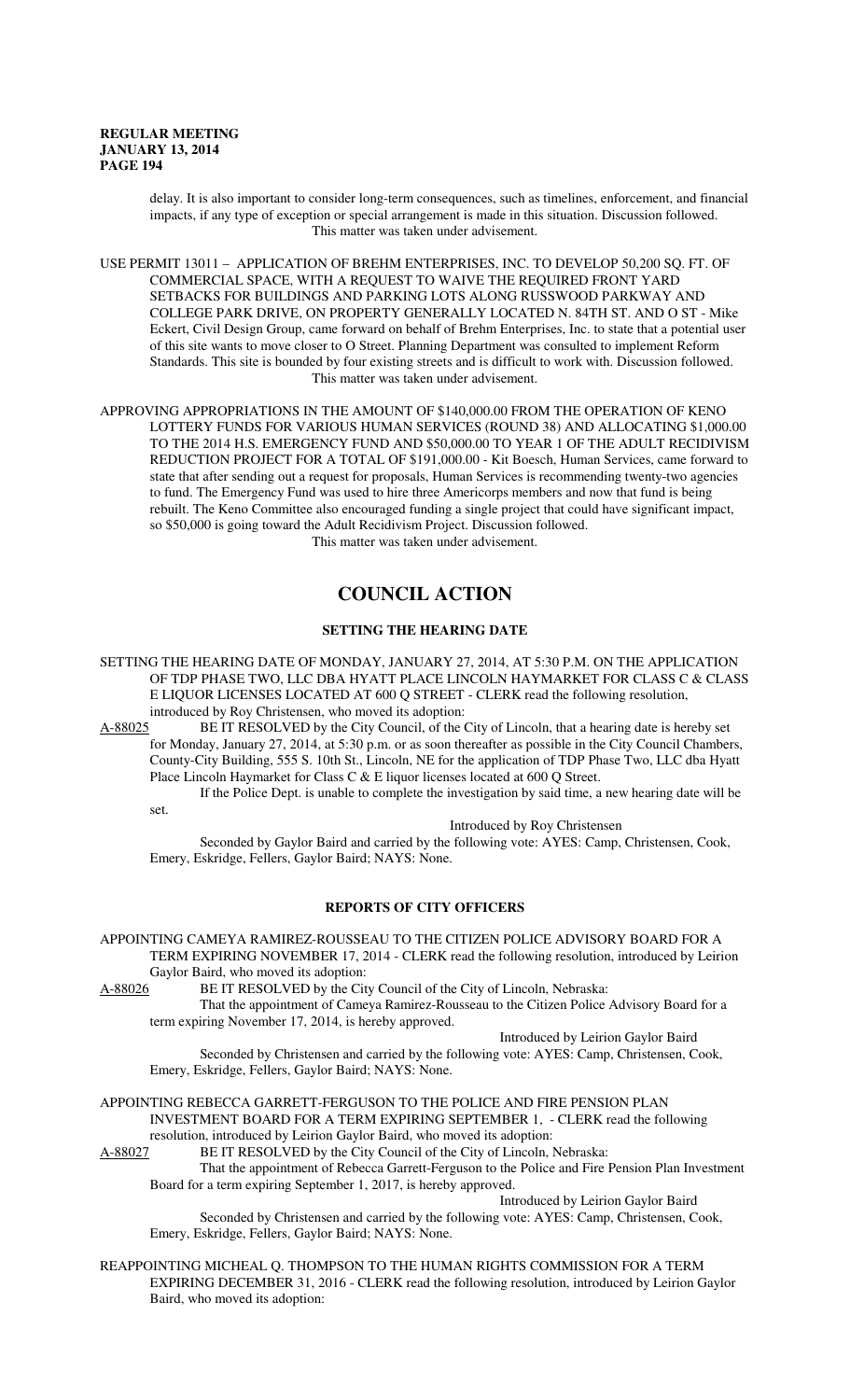delay. It is also important to consider long-term consequences, such as timelines, enforcement, and financial impacts, if any type of exception or special arrangement is made in this situation. Discussion followed.

This matter was taken under advisement.

USE PERMIT 13011 – APPLICATION OF BREHM ENTERPRISES, INC. TO DEVELOP 50,200 SQ. FT. OF COMMERCIAL SPACE, WITH A REQUEST TO WAIVE THE REQUIRED FRONT YARD SETBACKS FOR BUILDINGS AND PARKING LOTS ALONG RUSSWOOD PARKWAY AND COLLEGE PARK DRIVE, ON PROPERTY GENERALLY LOCATED N. 84TH ST. AND O ST - Mike Eckert, Civil Design Group, came forward on behalf of Brehm Enterprises, Inc. to state that a potential user of this site wants to move closer to O Street. Planning Department was consulted to implement Reform Standards. This site is bounded by four existing streets and is difficult to work with. Discussion followed.

This matter was taken under advisement.

APPROVING APPROPRIATIONS IN THE AMOUNT OF $140,000.00 FROM THE OPERATION OF KENO LOTTERY FUNDS FOR VARIOUS HUMAN SERVICES (ROUND 38) AND ALLOCATING $1,000.00 TO THE 2014 H.S. EMERGENCY FUND AND $50,000.00 TO YEAR 1 OF THE ADULT RECIDIVISM REDUCTION PROJECT FOR A TOTAL OF $191,000.00 - Kit Boesch, Human Services, came forward to state that after sending out a request for proposals, Human Services is recommending twenty-two agencies to fund. The Emergency Fund was used to hire three Americorps members and now that fund is being rebuilt. The Keno Committee also encouraged funding a single project that could have significant impact, so $50,000 is going toward the Adult Recidivism Project. Discussion followed.

This matter was taken under advisement.

# COUNCIL ACTION

## SETTING THE HEARING DATE

SETTING THE HEARING DATE OF MONDAY, JANUARY 27, 2014, AT 5:30 P.M. ON THE APPLICATION OF TDP PHASE TWO, LLC DBA HYATT PLACE LINCOLN HAYMARKET FOR CLASS C & CLASS E LIQUOR LICENSES LOCATED AT 600 Q STREET - CLERK read the following resolution, introduced by Roy Christensen, who moved its adoption:

A-88025 BE IT RESOLVED by the City Council, of the City of Lincoln, that a hearing date is hereby set for Monday, January 27, 2014, at 5:30 p.m. or as soon thereafter as possible in the City Council Chambers, County-City Building, 555 S. 10th St., Lincoln, NE for the application of TDP Phase Two, LLC dba Hyatt Place Lincoln Haymarket for Class C & E liquor licenses located at 600 Q Street.

If the Police Dept. is unable to complete the investigation by said time, a new hearing date will be set.

Introduced by Roy Christensen

Seconded by Gaylor Baird and carried by the following vote: AYES: Camp, Christensen, Cook, Emery, Eskridge, Fellers, Gaylor Baird; NAYS: None.

## REPORTS OF CITY OFFICERS

APPOINTING CAMEYA RAMIREZ-ROUSSEAU TO THE CITIZEN POLICE ADVISORY BOARD FOR A TERM EXPIRING NOVEMBER 17, 2014 - CLERK read the following resolution, introduced by Leirion Gaylor Baird, who moved its adoption:

A-88026 BE IT RESOLVED by the City Council of the City of Lincoln, Nebraska:

That the appointment of Cameya Ramirez-Rousseau to the Citizen Police Advisory Board for a term expiring November 17, 2014, is hereby approved.

Introduced by Leirion Gaylor Baird

Seconded by Christensen and carried by the following vote: AYES: Camp, Christensen, Cook, Emery, Eskridge, Fellers, Gaylor Baird; NAYS: None.

APPOINTING REBECCA GARRETT-FERGUSON TO THE POLICE AND FIRE PENSION PLAN INVESTMENT BOARD FOR A TERM EXPIRING SEPTEMBER 1, - CLERK read the following resolution, introduced by Leirion Gaylor Baird, who moved its adoption:

A-88027 BE IT RESOLVED by the City Council of the City of Lincoln, Nebraska:

That the appointment of Rebecca Garrett-Ferguson to the Police and Fire Pension Plan Investment Board for a term expiring September 1, 2017, is hereby approved.

Introduced by Leirion Gaylor Baird

Seconded by Christensen and carried by the following vote: AYES: Camp, Christensen, Cook, Emery, Eskridge, Fellers, Gaylor Baird; NAYS: None.

REAPPOINTING MICHEAL Q. THOMPSON TO THE HUMAN RIGHTS COMMISSION FOR A TERM EXPIRING DECEMBER 31, 2016 - CLERK read the following resolution, introduced by Leirion Gaylor Baird, who moved its adoption: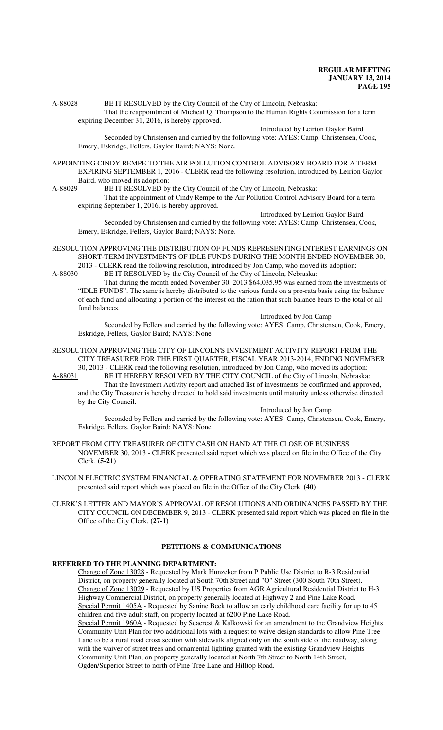A-88028 BE IT RESOLVED by the City Council of the City of Lincoln, Nebraska:

That the reappointment of Micheal Q. Thompson to the Human Rights Commission for a term expiring December 31, 2016, is hereby approved.

Introduced by Leirion Gaylor Baird

Seconded by Christensen and carried by the following vote: AYES: Camp, Christensen, Cook, Emery, Eskridge, Fellers, Gaylor Baird; NAYS: None.

APPOINTING CINDY REMPE TO THE AIR POLLUTION CONTROL ADVISORY BOARD FOR A TERM EXPIRING SEPTEMBER 1, 2016 - CLERK read the following resolution, introduced by Leirion Gaylor Baird, who moved its adoption:

A-88029 BE IT RESOLVED by the City Council of the City of Lincoln, Nebraska:

That the appointment of Cindy Rempe to the Air Pollution Control Advisory Board for a term expiring September 1, 2016, is hereby approved.

Introduced by Leirion Gaylor Baird

Seconded by Christensen and carried by the following vote: AYES: Camp, Christensen, Cook, Emery, Eskridge, Fellers, Gaylor Baird; NAYS: None.

RESOLUTION APPROVING THE DISTRIBUTION OF FUNDS REPRESENTING INTEREST EARNINGS ON SHORT-TERM INVESTMENTS OF IDLE FUNDS DURING THE MONTH ENDED NOVEMBER 30, 2013 - CLERK read the following resolution, introduced by Jon Camp, who moved its adoption:

A-88030 BE IT RESOLVED by the City Council of the City of Lincoln, Nebraska:

That during the month ended November 30, 2013 $64,035.95 was earned from the investments of "IDLE FUNDS". The same is hereby distributed to the various funds on a pro-rata basis using the balance of each fund and allocating a portion of the interest on the ration that such balance bears to the total of all fund balances.

Introduced by Jon Camp

Seconded by Fellers and carried by the following vote: AYES: Camp, Christensen, Cook, Emery, Eskridge, Fellers, Gaylor Baird; NAYS: None

RESOLUTION APPROVING THE CITY OF LINCOLN'S INVESTMENT ACTIVITY REPORT FROM THE CITY TREASURER FOR THE FIRST QUARTER, FISCAL YEAR 2013-2014, ENDING NOVEMBER 30, 2013 - CLERK read the following resolution, introduced by Jon Camp, who moved its adoption:

A-88031 BE IT HEREBY RESOLVED BY THE CITY COUNCIL of the City of Lincoln, Nebraska:

That the Investment Activity report and attached list of investments be confirmed and approved, and the City Treasurer is hereby directed to hold said investments until maturity unless otherwise directed by the City Council.

Introduced by Jon Camp

Seconded by Fellers and carried by the following vote: AYES: Camp, Christensen, Cook, Emery, Eskridge, Fellers, Gaylor Baird; NAYS: None

REPORT FROM CITY TREASURER OF CITY CASH ON HAND AT THE CLOSE OF BUSINESS NOVEMBER 30, 2013 - CLERK presented said report which was placed on file in the Office of the City Clerk. **(5-21)**

LINCOLN ELECTRIC SYSTEM FINANCIAL & OPERATING STATEMENT FOR NOVEMBER 2013 - CLERK presented said report which was placed on file in the Office of the City Clerk. **(40)**

CLERK'S LETTER AND MAYOR'S APPROVAL OF RESOLUTIONS AND ORDINANCES PASSED BY THE CITY COUNCIL ON DECEMBER 9, 2013 - CLERK presented said report which was placed on file in the Office of the City Clerk. **(27-1)**

## PETITIONS & COMMUNICATIONS

**REFERRED TO THE PLANNING DEPARTMENT:**

Change of Zone 13028 - Requested by Mark Hunzeker from P Public Use District to R-3 Residential District, on property generally located at South 70th Street and "O" Street (300 South 70th Street).

Change of Zone 13029 - Requested by US Properties from AGR Agricultural Residential District to H-3 Highway Commercial District, on property generally located at Highway 2 and Pine Lake Road.

Special Permit 1405A - Requested by Sanine Beck to allow an early childhood care facility for up to 45 children and five adult staff, on property located at 6200 Pine Lake Road.

Special Permit 1960A - Requested by Seacrest & Kalkowski for an amendment to the Grandview Heights Community Unit Plan for two additional lots with a request to waive design standards to allow Pine Tree Lane to be a rural road cross section with sidewalk aligned only on the south side of the roadway, along with the waiver of street trees and ornamental lighting granted with the existing Grandview Heights Community Unit Plan, on property generally located at North 7th Street to North 14th Street, Ogden/Superior Street to north of Pine Tree Lane and Hilltop Road.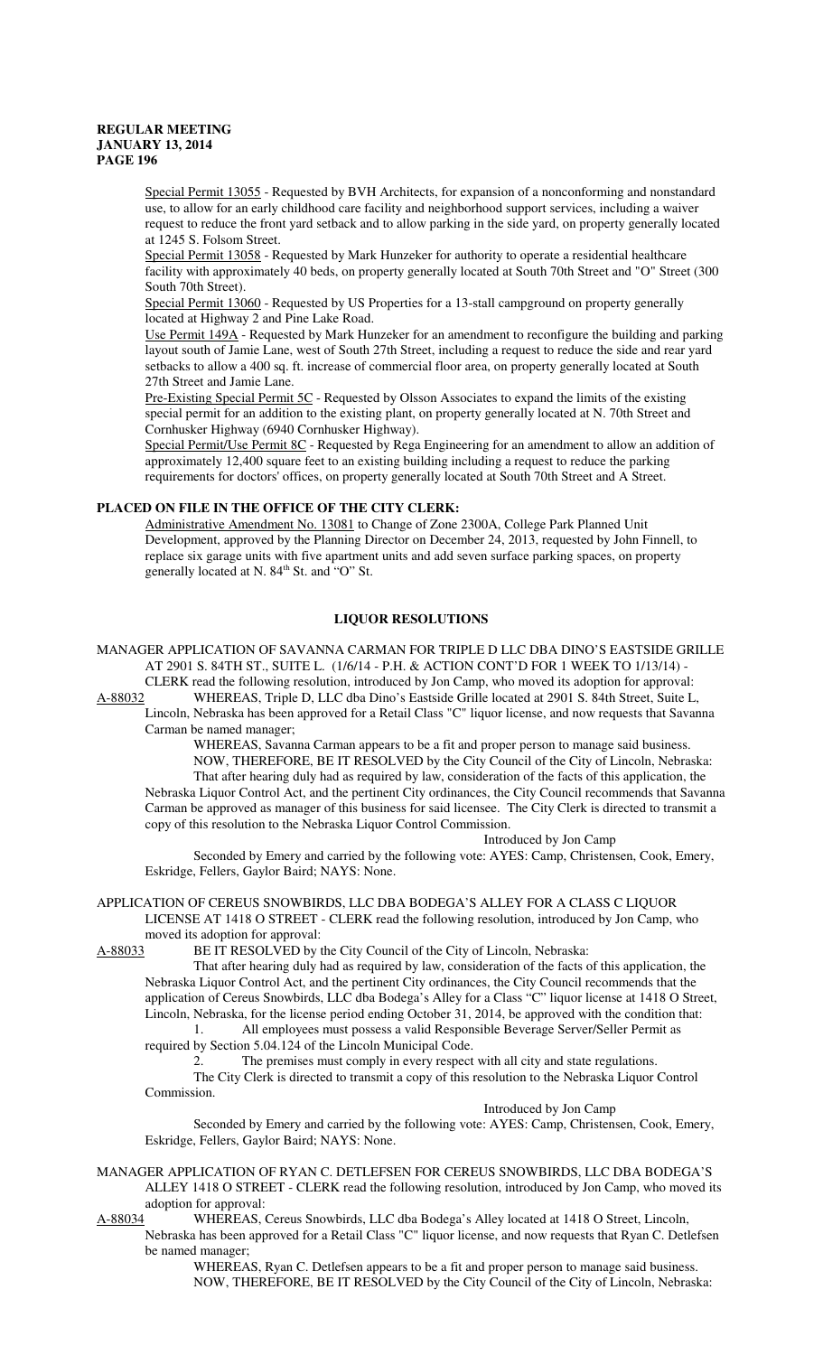Special Permit 13055 - Requested by BVH Architects, for expansion of a nonconforming and nonstandard use, to allow for an early childhood care facility and neighborhood support services, including a waiver request to reduce the front yard setback and to allow parking in the side yard, on property generally located at 1245 S. Folsom Street.

Special Permit 13058 - Requested by Mark Hunzeker for authority to operate a residential healthcare facility with approximately 40 beds, on property generally located at South 70th Street and "O" Street (300 South 70th Street).

Special Permit 13060 - Requested by US Properties for a 13-stall campground on property generally located at Highway 2 and Pine Lake Road.

Use Permit 149A - Requested by Mark Hunzeker for an amendment to reconfigure the building and parking layout south of Jamie Lane, west of South 27th Street, including a request to reduce the side and rear yard setbacks to allow a 400 sq. ft. increase of commercial floor area, on property generally located at South 27th Street and Jamie Lane.

Pre-Existing Special Permit 5C - Requested by Olsson Associates to expand the limits of the existing special permit for an addition to the existing plant, on property generally located at N. 70th Street and Cornhusker Highway (6940 Cornhusker Highway).

Special Permit/Use Permit 8C - Requested by Rega Engineering for an amendment to allow an addition of approximately 12,400 square feet to an existing building including a request to reduce the parking requirements for doctors' offices, on property generally located at South 70th Street and A Street.

**PLACED ON FILE IN THE OFFICE OF THE CITY CLERK:**

Administrative Amendment No. 13081 to Change of Zone 2300A, College Park Planned Unit Development, approved by the Planning Director on December 24, 2013, requested by John Finnell, to replace six garage units with five apartment units and add seven surface parking spaces, on property generally located at N. 84th St. and "O" St.

## LIQUOR RESOLUTIONS

MANAGER APPLICATION OF SAVANNA CARMAN FOR TRIPLE D LLC DBA DINO'S EASTSIDE GRILLE AT 2901 S. 84TH ST., SUITE L. (1/6/14 - P.H. & ACTION CONT'D FOR 1 WEEK TO 1/13/14) - CLERK read the following resolution, introduced by Jon Camp, who moved its adoption for approval:

A-88032 WHEREAS, Triple D, LLC dba Dino's Eastside Grille located at 2901 S. 84th Street, Suite L, Lincoln, Nebraska has been approved for a Retail Class "C" liquor license, and now requests that Savanna Carman be named manager;

WHEREAS, Savanna Carman appears to be a fit and proper person to manage said business.

NOW, THEREFORE, BE IT RESOLVED by the City Council of the City of Lincoln, Nebraska:

That after hearing duly had as required by law, consideration of the facts of this application, the Nebraska Liquor Control Act, and the pertinent City ordinances, the City Council recommends that Savanna Carman be approved as manager of this business for said licensee. The City Clerk is directed to transmit a copy of this resolution to the Nebraska Liquor Control Commission.

Introduced by Jon Camp

Seconded by Emery and carried by the following vote: AYES: Camp, Christensen, Cook, Emery, Eskridge, Fellers, Gaylor Baird; NAYS: None.

APPLICATION OF CEREUS SNOWBIRDS, LLC DBA BODEGA'S ALLEY FOR A CLASS C LIQUOR LICENSE AT 1418 O STREET - CLERK read the following resolution, introduced by Jon Camp, who moved its adoption for approval:

A-88033 BE IT RESOLVED by the City Council of the City of Lincoln, Nebraska:

That after hearing duly had as required by law, consideration of the facts of this application, the Nebraska Liquor Control Act, and the pertinent City ordinances, the City Council recommends that the application of Cereus Snowbirds, LLC dba Bodega's Alley for a Class "C" liquor license at 1418 O Street, Lincoln, Nebraska, for the license period ending October 31, 2014, be approved with the condition that:

1. All employees must possess a valid Responsible Beverage Server/Seller Permit as required by Section 5.04.124 of the Lincoln Municipal Code.
2. The premises must comply in every respect with all city and state regulations.

The City Clerk is directed to transmit a copy of this resolution to the Nebraska Liquor Control Commission.

Introduced by Jon Camp

Seconded by Emery and carried by the following vote: AYES: Camp, Christensen, Cook, Emery, Eskridge, Fellers, Gaylor Baird; NAYS: None.

MANAGER APPLICATION OF RYAN C. DETLEFSEN FOR CEREUS SNOWBIRDS, LLC DBA BODEGA'S ALLEY 1418 O STREET - CLERK read the following resolution, introduced by Jon Camp, who moved its adoption for approval:

A-88034 WHEREAS, Cereus Snowbirds, LLC dba Bodega's Alley located at 1418 O Street, Lincoln, Nebraska has been approved for a Retail Class "C" liquor license, and now requests that Ryan C. Detlefsen be named manager;

WHEREAS, Ryan C. Detlefsen appears to be a fit and proper person to manage said business.

NOW, THEREFORE, BE IT RESOLVED by the City Council of the City of Lincoln, Nebraska: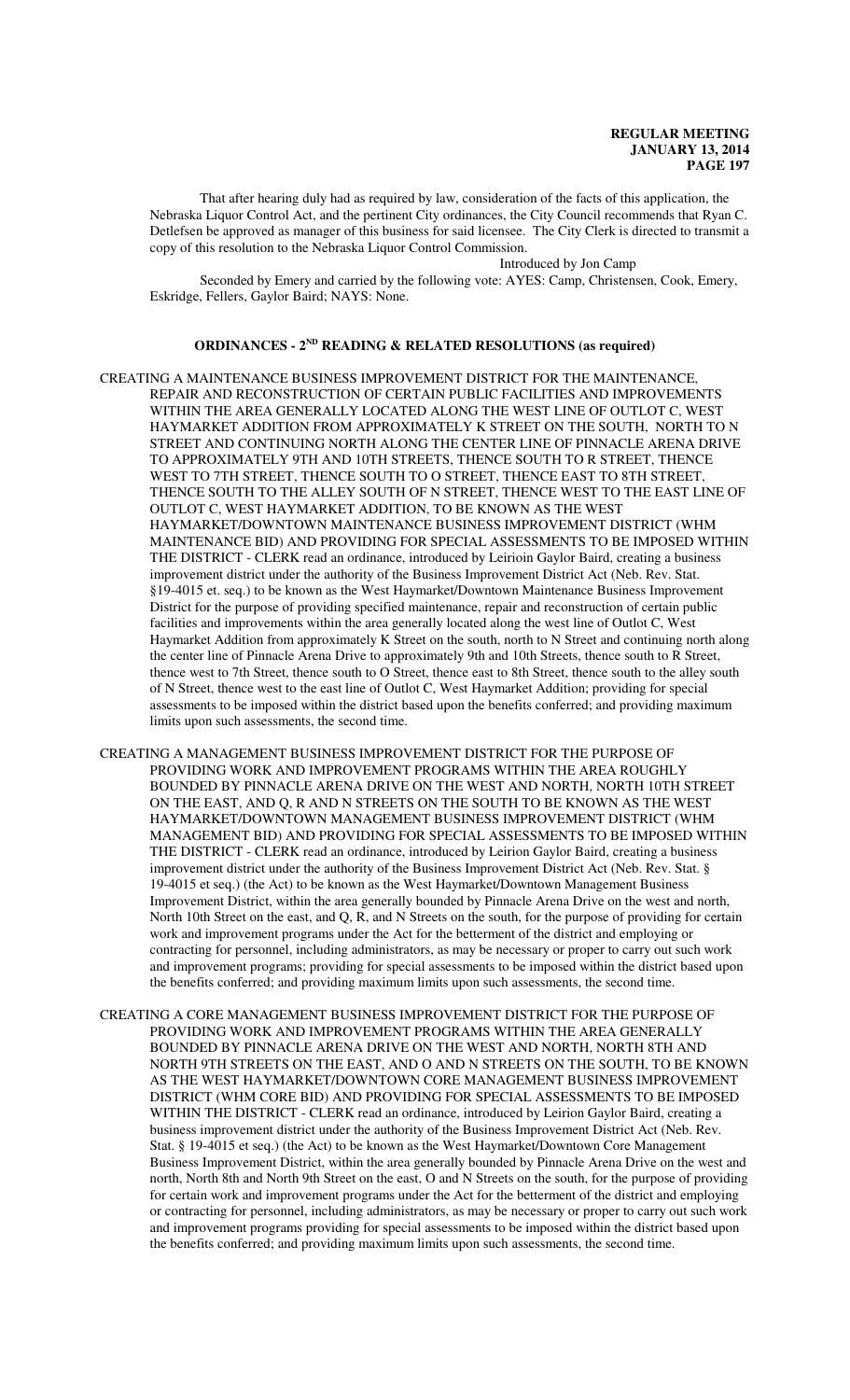That after hearing duly had as required by law, consideration of the facts of this application, the Nebraska Liquor Control Act, and the pertinent City ordinances, the City Council recommends that Ryan C. Detlefsen be approved as manager of this business for said licensee. The City Clerk is directed to transmit a copy of this resolution to the Nebraska Liquor Control Commission.

Introduced by Jon Camp

Seconded by Emery and carried by the following vote: AYES: Camp, Christensen, Cook, Emery, Eskridge, Fellers, Gaylor Baird; NAYS: None.

## ORDINANCES - 2ND READING & RELATED RESOLUTIONS (as required)

CREATING A MAINTENANCE BUSINESS IMPROVEMENT DISTRICT FOR THE MAINTENANCE, REPAIR AND RECONSTRUCTION OF CERTAIN PUBLIC FACILITIES AND IMPROVEMENTS WITHIN THE AREA GENERALLY LOCATED ALONG THE WEST LINE OF OUTLOT C, WEST HAYMARKET ADDITION FROM APPROXIMATELY K STREET ON THE SOUTH, NORTH TO N STREET AND CONTINUING NORTH ALONG THE CENTER LINE OF PINNACLE ARENA DRIVE TO APPROXIMATELY 9TH AND 10TH STREETS, THENCE SOUTH TO R STREET, THENCE WEST TO 7TH STREET, THENCE SOUTH TO O STREET, THENCE EAST TO 8TH STREET, THENCE SOUTH TO THE ALLEY SOUTH OF N STREET, THENCE WEST TO THE EAST LINE OF OUTLOT C, WEST HAYMARKET ADDITION, TO BE KNOWN AS THE WEST HAYMARKET/DOWNTOWN MAINTENANCE BUSINESS IMPROVEMENT DISTRICT (WHM MAINTENANCE BID) AND PROVIDING FOR SPECIAL ASSESSMENTS TO BE IMPOSED WITHIN THE DISTRICT - CLERK read an ordinance, introduced by Leirioin Gaylor Baird, creating a business improvement district under the authority of the Business Improvement District Act (Neb. Rev. Stat. §19-4015 et. seq.) to be known as the West Haymarket/Downtown Maintenance Business Improvement District for the purpose of providing specified maintenance, repair and reconstruction of certain public facilities and improvements within the area generally located along the west line of Outlot C, West Haymarket Addition from approximately K Street on the south, north to N Street and continuing north along the center line of Pinnacle Arena Drive to approximately 9th and 10th Streets, thence south to R Street, thence west to 7th Street, thence south to O Street, thence east to 8th Street, thence south to the alley south of N Street, thence west to the east line of Outlot C, West Haymarket Addition; providing for special assessments to be imposed within the district based upon the benefits conferred; and providing maximum limits upon such assessments, the second time.

CREATING A MANAGEMENT BUSINESS IMPROVEMENT DISTRICT FOR THE PURPOSE OF PROVIDING WORK AND IMPROVEMENT PROGRAMS WITHIN THE AREA ROUGHLY BOUNDED BY PINNACLE ARENA DRIVE ON THE WEST AND NORTH, NORTH 10TH STREET ON THE EAST, AND Q, R AND N STREETS ON THE SOUTH TO BE KNOWN AS THE WEST HAYMARKET/DOWNTOWN MANAGEMENT BUSINESS IMPROVEMENT DISTRICT (WHM MANAGEMENT BID) AND PROVIDING FOR SPECIAL ASSESSMENTS TO BE IMPOSED WITHIN THE DISTRICT - CLERK read an ordinance, introduced by Leirion Gaylor Baird, creating a business improvement district under the authority of the Business Improvement District Act (Neb. Rev. Stat. § 19-4015 et seq.) (the Act) to be known as the West Haymarket/Downtown Management Business Improvement District, within the area generally bounded by Pinnacle Arena Drive on the west and north, North 10th Street on the east, and Q, R, and N Streets on the south, for the purpose of providing for certain work and improvement programs under the Act for the betterment of the district and employing or contracting for personnel, including administrators, as may be necessary or proper to carry out such work and improvement programs; providing for special assessments to be imposed within the district based upon the benefits conferred; and providing maximum limits upon such assessments, the second time.

CREATING A CORE MANAGEMENT BUSINESS IMPROVEMENT DISTRICT FOR THE PURPOSE OF PROVIDING WORK AND IMPROVEMENT PROGRAMS WITHIN THE AREA GENERALLY BOUNDED BY PINNACLE ARENA DRIVE ON THE WEST AND NORTH, NORTH 8TH AND NORTH 9TH STREETS ON THE EAST, AND O AND N STREETS ON THE SOUTH, TO BE KNOWN AS THE WEST HAYMARKET/DOWNTOWN CORE MANAGEMENT BUSINESS IMPROVEMENT DISTRICT (WHM CORE BID) AND PROVIDING FOR SPECIAL ASSESSMENTS TO BE IMPOSED WITHIN THE DISTRICT - CLERK read an ordinance, introduced by Leirion Gaylor Baird, creating a business improvement district under the authority of the Business Improvement District Act (Neb. Rev. Stat. § 19-4015 et seq.) (the Act) to be known as the West Haymarket/Downtown Core Management Business Improvement District, within the area generally bounded by Pinnacle Arena Drive on the west and north, North 8th and North 9th Street on the east, O and N Streets on the south, for the purpose of providing for certain work and improvement programs under the Act for the betterment of the district and employing or contracting for personnel, including administrators, as may be necessary or proper to carry out such work and improvement programs providing for special assessments to be imposed within the district based upon the benefits conferred; and providing maximum limits upon such assessments, the second time.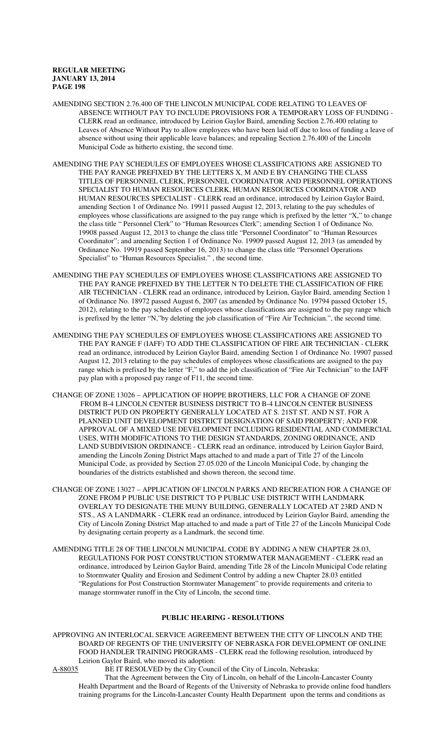AMENDING SECTION 2.76.400 OF THE LINCOLN MUNICIPAL CODE RELATING TO LEAVES OF ABSENCE WITHOUT PAY TO INCLUDE PROVISIONS FOR A TEMPORARY LOSS OF FUNDING - CLERK read an ordinance, introduced by Leirion Gaylor Baird, amending Section 2.76.400 relating to Leaves of Absence Without Pay to allow employees who have been laid off due to loss of funding a leave of absence without using their applicable leave balances; and repealing Section 2.76.400 of the Lincoln Municipal Code as hitherto existing, the second time.

AMENDING THE PAY SCHEDULES OF EMPLOYEES WHOSE CLASSIFICATIONS ARE ASSIGNED TO THE PAY RANGE PREFIXED BY THE LETTERS X, M AND E BY CHANGING THE CLASS TITLES OF PERSONNEL CLERK, PERSONNEL COORDINATOR AND PERSONNEL OPERATIONS SPECIALIST TO HUMAN RESOURCES CLERK, HUMAN RESOURCES COORDINATOR AND HUMAN RESOURCES SPECIALIST - CLERK read an ordinance, introduced by Leirion Gaylor Baird, amending Section 1 of Ordinance No. 19911 passed August 12, 2013, relating to the pay schedules of employees whose classifications are assigned to the pay range which is prefixed by the letter "X," to change the class title " Personnel Clerk" to "Human Resources Clerk"; amending Section 1 of Ordinance No. 19908 passed August 12, 2013 to change the class title "Personnel Coordinator" to "Human Resources Coordinator"; and amending Section 1 of Ordinance No. 19909 passed August 12, 2013 (as amended by Ordinance No. 19919 passed September 16, 2013) to change the class title "Personnel Operations Specialist" to "Human Resources Specialist." , the second time.

AMENDING THE PAY SCHEDULES OF EMPLOYEES WHOSE CLASSIFICATIONS ARE ASSIGNED TO THE PAY RANGE PREFIXED BY THE LETTER N TO DELETE THE CLASSIFICATION OF FIRE AIR TECHNICIAN - CLERK read an ordinance, introduced by Leirion, Gaylor Baird, amending Section 1 of Ordinance No. 18972 passed August 6, 2007 (as amended by Ordinance No. 19794 passed October 15, 2012), relating to the pay schedules of employees whose classifications are assigned to the pay range which is prefixed by the letter "N,"by deleting the job classification of "Fire Air Technician.", the second time.

AMENDING THE PAY SCHEDULES OF EMPLOYEES WHOSE CLASSIFICATIONS ARE ASSIGNED TO THE PAY RANGE F (IAFF) TO ADD THE CLASSIFICATION OF FIRE AIR TECHNICIAN - CLERK read an ordinance, introduced by Leirion Gaylor Baird, amending Section 1 of Ordinance No. 19907 passed August 12, 2013 relating to the pay schedules of employees whose classifications are assigned to the pay range which is prefixed by the letter "F," to add the job classification of "Fire Air Technician" to the IAFF pay plan with a proposed pay range of F11, the second time.

CHANGE OF ZONE 13026 – APPLICATION OF HOPPE BROTHERS, LLC FOR A CHANGE OF ZONE FROM B-4 LINCOLN CENTER BUSINESS DISTRICT TO B-4 LINCOLN CENTER BUSINESS DISTRICT PUD ON PROPERTY GENERALLY LOCATED AT S. 21ST ST. AND N ST. FOR A PLANNED UNIT DEVELOPMENT DISTRICT DESIGNATION OF SAID PROPERTY; AND FOR APPROVAL OF A MIXED USE DEVELOPMENT INCLUDING RESIDENTIAL AND COMMERCIAL USES, WITH MODIFICATIONS TO THE DESIGN STANDARDS, ZONING ORDINANCE, AND LAND SUBDIVISION ORDINANCE - CLERK read an ordinance, introduced by Leirion Gaylor Baird, amending the Lincoln Zoning District Maps attached to and made a part of Title 27 of the Lincoln Municipal Code, as provided by Section 27.05.020 of the Lincoln Municipal Code, by changing the boundaries of the districts established and shown thereon, the second time.

CHANGE OF ZONE 13027 – APPLICATION OF LINCOLN PARKS AND RECREATION FOR A CHANGE OF ZONE FROM P PUBLIC USE DISTRICT TO P PUBLIC USE DISTRICT WITH LANDMARK OVERLAY TO DESIGNATE THE MUNY BUILDING, GENERALLY LOCATED AT 23RD AND N STS., AS A LANDMARK - CLERK read an ordinance, introduced by Leirion Gaylor Baird, amending the City of Lincoln Zoning District Map attached to and made a part of Title 27 of the Lincoln Municipal Code by designating certain property as a Landmark, the second time.

AMENDING TITLE 28 OF THE LINCOLN MUNICIPAL CODE BY ADDING A NEW CHAPTER 28.03, REGULATIONS FOR POST CONSTRUCTION STORMWATER MANAGEMENT - CLERK read an ordinance, introduced by Leirion Gaylor Baird, amending Title 28 of the Lincoln Municipal Code relating to Stormwater Quality and Erosion and Sediment Control by adding a new Chapter 28.03 entitled "Regulations for Post Construction Stormwater Management" to provide requirements and criteria to manage stormwater runoff in the City of Lincoln, the second time.

## PUBLIC HEARING - RESOLUTIONS

APPROVING AN INTERLOCAL SERVICE AGREEMENT BETWEEN THE CITY OF LINCOLN AND THE BOARD OF REGENTS OF THE UNIVERSITY OF NEBRASKA FOR DEVELOPMENT OF ONLINE FOOD HANDLER TRAINING PROGRAMS - CLERK read the following resolution, introduced by Leirion Gaylor Baird, who moved its adoption:

A-88035 BE IT RESOLVED by the City Council of the City of Lincoln, Nebraska:

That the Agreement between the City of Lincoln, on behalf of the Lincoln-Lancaster County Health Department and the Board of Regents of the University of Nebraska to provide online food handlers training programs for the Lincoln-Lancaster County Health Department upon the terms and conditions as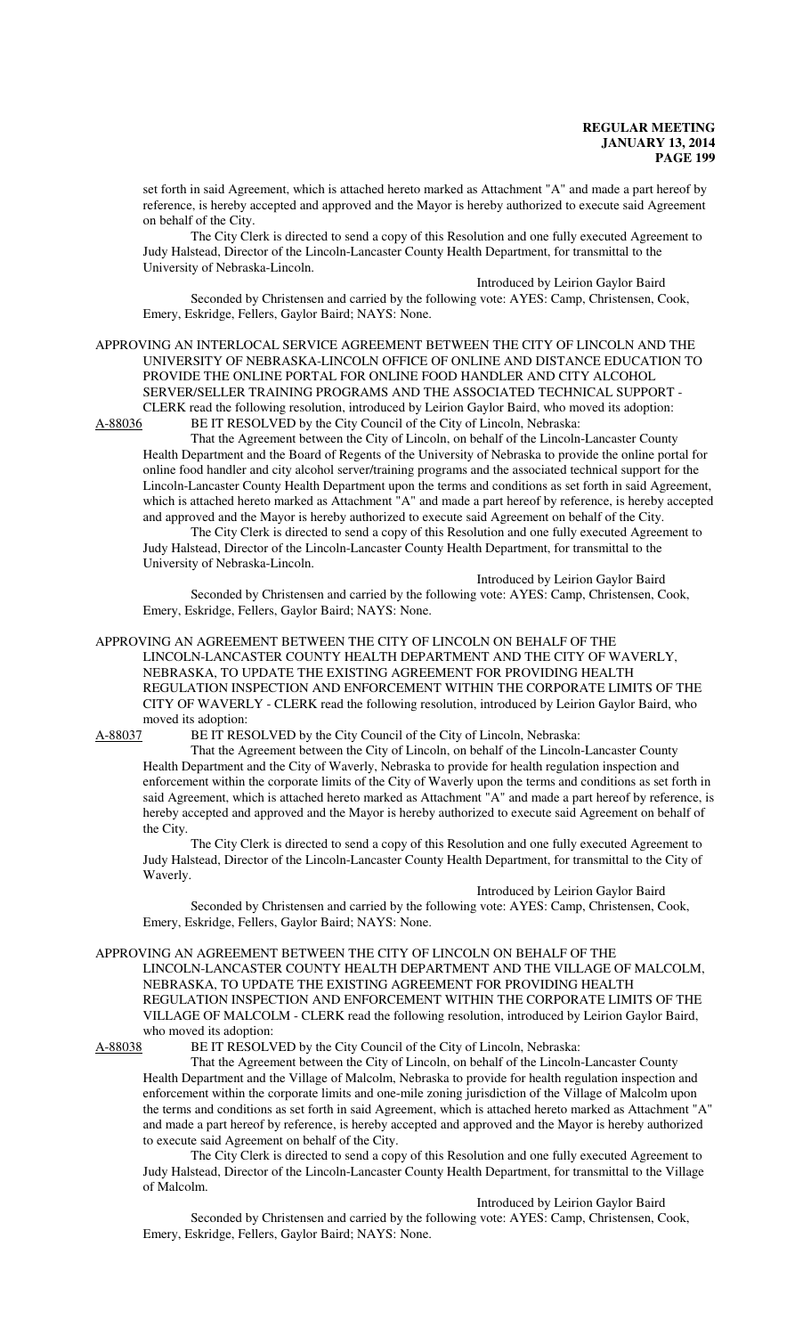set forth in said Agreement, which is attached hereto marked as Attachment "A" and made a part hereof by reference, is hereby accepted and approved and the Mayor is hereby authorized to execute said Agreement on behalf of the City.

The City Clerk is directed to send a copy of this Resolution and one fully executed Agreement to Judy Halstead, Director of the Lincoln-Lancaster County Health Department, for transmittal to the University of Nebraska-Lincoln.

Introduced by Leirion Gaylor Baird

Seconded by Christensen and carried by the following vote: AYES: Camp, Christensen, Cook, Emery, Eskridge, Fellers, Gaylor Baird; NAYS: None.

APPROVING AN INTERLOCAL SERVICE AGREEMENT BETWEEN THE CITY OF LINCOLN AND THE UNIVERSITY OF NEBRASKA-LINCOLN OFFICE OF ONLINE AND DISTANCE EDUCATION TO PROVIDE THE ONLINE PORTAL FOR ONLINE FOOD HANDLER AND CITY ALCOHOL SERVER/SELLER TRAINING PROGRAMS AND THE ASSOCIATED TECHNICAL SUPPORT - CLERK read the following resolution, introduced by Leirion Gaylor Baird, who moved its adoption:

A-88036 BE IT RESOLVED by the City Council of the City of Lincoln, Nebraska:

That the Agreement between the City of Lincoln, on behalf of the Lincoln-Lancaster County Health Department and the Board of Regents of the University of Nebraska to provide the online portal for online food handler and city alcohol server/training programs and the associated technical support for the Lincoln-Lancaster County Health Department upon the terms and conditions as set forth in said Agreement, which is attached hereto marked as Attachment "A" and made a part hereof by reference, is hereby accepted and approved and the Mayor is hereby authorized to execute said Agreement on behalf of the City.

The City Clerk is directed to send a copy of this Resolution and one fully executed Agreement to Judy Halstead, Director of the Lincoln-Lancaster County Health Department, for transmittal to the University of Nebraska-Lincoln.

Introduced by Leirion Gaylor Baird

Seconded by Christensen and carried by the following vote: AYES: Camp, Christensen, Cook, Emery, Eskridge, Fellers, Gaylor Baird; NAYS: None.

APPROVING AN AGREEMENT BETWEEN THE CITY OF LINCOLN ON BEHALF OF THE LINCOLN-LANCASTER COUNTY HEALTH DEPARTMENT AND THE CITY OF WAVERLY, NEBRASKA, TO UPDATE THE EXISTING AGREEMENT FOR PROVIDING HEALTH REGULATION INSPECTION AND ENFORCEMENT WITHIN THE CORPORATE LIMITS OF THE CITY OF WAVERLY - CLERK read the following resolution, introduced by Leirion Gaylor Baird, who moved its adoption:

A-88037 BE IT RESOLVED by the City Council of the City of Lincoln, Nebraska:

That the Agreement between the City of Lincoln, on behalf of the Lincoln-Lancaster County Health Department and the City of Waverly, Nebraska to provide for health regulation inspection and enforcement within the corporate limits of the City of Waverly upon the terms and conditions as set forth in said Agreement, which is attached hereto marked as Attachment "A" and made a part hereof by reference, is hereby accepted and approved and the Mayor is hereby authorized to execute said Agreement on behalf of the City.

The City Clerk is directed to send a copy of this Resolution and one fully executed Agreement to Judy Halstead, Director of the Lincoln-Lancaster County Health Department, for transmittal to the City of Waverly.

Introduced by Leirion Gaylor Baird

Seconded by Christensen and carried by the following vote: AYES: Camp, Christensen, Cook, Emery, Eskridge, Fellers, Gaylor Baird; NAYS: None.

APPROVING AN AGREEMENT BETWEEN THE CITY OF LINCOLN ON BEHALF OF THE LINCOLN-LANCASTER COUNTY HEALTH DEPARTMENT AND THE VILLAGE OF MALCOLM, NEBRASKA, TO UPDATE THE EXISTING AGREEMENT FOR PROVIDING HEALTH REGULATION INSPECTION AND ENFORCEMENT WITHIN THE CORPORATE LIMITS OF THE VILLAGE OF MALCOLM - CLERK read the following resolution, introduced by Leirion Gaylor Baird, who moved its adoption:

A-88038 BE IT RESOLVED by the City Council of the City of Lincoln, Nebraska:

That the Agreement between the City of Lincoln, on behalf of the Lincoln-Lancaster County Health Department and the Village of Malcolm, Nebraska to provide for health regulation inspection and enforcement within the corporate limits and one-mile zoning jurisdiction of the Village of Malcolm upon the terms and conditions as set forth in said Agreement, which is attached hereto marked as Attachment "A" and made a part hereof by reference, is hereby accepted and approved and the Mayor is hereby authorized to execute said Agreement on behalf of the City.

The City Clerk is directed to send a copy of this Resolution and one fully executed Agreement to Judy Halstead, Director of the Lincoln-Lancaster County Health Department, for transmittal to the Village of Malcolm.

Introduced by Leirion Gaylor Baird

Seconded by Christensen and carried by the following vote: AYES: Camp, Christensen, Cook, Emery, Eskridge, Fellers, Gaylor Baird; NAYS: None.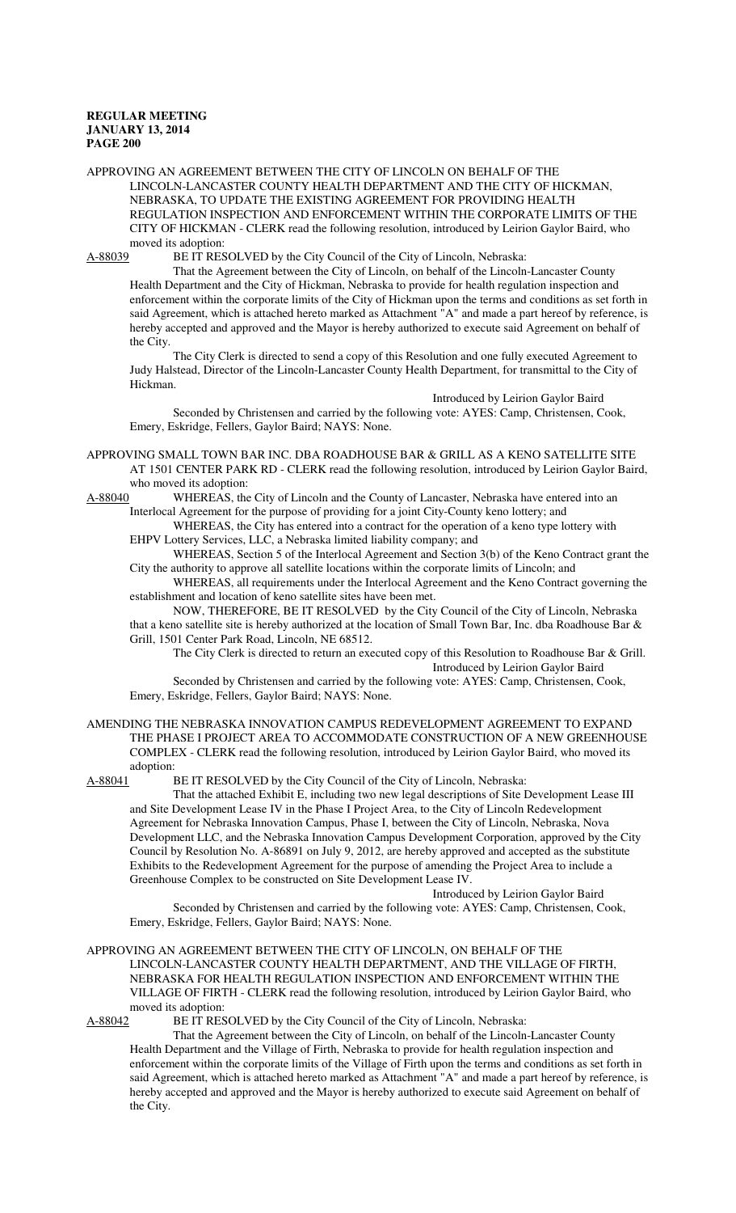APPROVING AN AGREEMENT BETWEEN THE CITY OF LINCOLN ON BEHALF OF THE LINCOLN-LANCASTER COUNTY HEALTH DEPARTMENT AND THE CITY OF HICKMAN, NEBRASKA, TO UPDATE THE EXISTING AGREEMENT FOR PROVIDING HEALTH REGULATION INSPECTION AND ENFORCEMENT WITHIN THE CORPORATE LIMITS OF THE CITY OF HICKMAN - CLERK read the following resolution, introduced by Leirion Gaylor Baird, who moved its adoption:

A-88039 BE IT RESOLVED by the City Council of the City of Lincoln, Nebraska:

That the Agreement between the City of Lincoln, on behalf of the Lincoln-Lancaster County Health Department and the City of Hickman, Nebraska to provide for health regulation inspection and enforcement within the corporate limits of the City of Hickman upon the terms and conditions as set forth in said Agreement, which is attached hereto marked as Attachment "A" and made a part hereof by reference, is hereby accepted and approved and the Mayor is hereby authorized to execute said Agreement on behalf of the City.

The City Clerk is directed to send a copy of this Resolution and one fully executed Agreement to Judy Halstead, Director of the Lincoln-Lancaster County Health Department, for transmittal to the City of Hickman.

Introduced by Leirion Gaylor Baird

Seconded by Christensen and carried by the following vote: AYES: Camp, Christensen, Cook, Emery, Eskridge, Fellers, Gaylor Baird; NAYS: None.

APPROVING SMALL TOWN BAR INC. DBA ROADHOUSE BAR & GRILL AS A KENO SATELLITE SITE AT 1501 CENTER PARK RD - CLERK read the following resolution, introduced by Leirion Gaylor Baird, who moved its adoption:

A-88040 WHEREAS, the City of Lincoln and the County of Lancaster, Nebraska have entered into an Interlocal Agreement for the purpose of providing for a joint City-County keno lottery; and

WHEREAS, the City has entered into a contract for the operation of a keno type lottery with EHPV Lottery Services, LLC, a Nebraska limited liability company; and

WHEREAS, Section 5 of the Interlocal Agreement and Section 3(b) of the Keno Contract grant the City the authority to approve all satellite locations within the corporate limits of Lincoln; and

WHEREAS, all requirements under the Interlocal Agreement and the Keno Contract governing the establishment and location of keno satellite sites have been met.

NOW, THEREFORE, BE IT RESOLVED by the City Council of the City of Lincoln, Nebraska that a keno satellite site is hereby authorized at the location of Small Town Bar, Inc. dba Roadhouse Bar & Grill, 1501 Center Park Road, Lincoln, NE 68512.

The City Clerk is directed to return an executed copy of this Resolution to Roadhouse Bar & Grill.

Introduced by Leirion Gaylor Baird

Seconded by Christensen and carried by the following vote: AYES: Camp, Christensen, Cook, Emery, Eskridge, Fellers, Gaylor Baird; NAYS: None.

AMENDING THE NEBRASKA INNOVATION CAMPUS REDEVELOPMENT AGREEMENT TO EXPAND THE PHASE I PROJECT AREA TO ACCOMMODATE CONSTRUCTION OF A NEW GREENHOUSE COMPLEX - CLERK read the following resolution, introduced by Leirion Gaylor Baird, who moved its adoption:

A-88041 BE IT RESOLVED by the City Council of the City of Lincoln, Nebraska:

That the attached Exhibit E, including two new legal descriptions of Site Development Lease III and Site Development Lease IV in the Phase I Project Area, to the City of Lincoln Redevelopment Agreement for Nebraska Innovation Campus, Phase I, between the City of Lincoln, Nebraska, Nova Development LLC, and the Nebraska Innovation Campus Development Corporation, approved by the City Council by Resolution No. A-86891 on July 9, 2012, are hereby approved and accepted as the substitute Exhibits to the Redevelopment Agreement for the purpose of amending the Project Area to include a Greenhouse Complex to be constructed on Site Development Lease IV.

Introduced by Leirion Gaylor Baird

Seconded by Christensen and carried by the following vote: AYES: Camp, Christensen, Cook, Emery, Eskridge, Fellers, Gaylor Baird; NAYS: None.

APPROVING AN AGREEMENT BETWEEN THE CITY OF LINCOLN, ON BEHALF OF THE LINCOLN-LANCASTER COUNTY HEALTH DEPARTMENT, AND THE VILLAGE OF FIRTH, NEBRASKA FOR HEALTH REGULATION INSPECTION AND ENFORCEMENT WITHIN THE VILLAGE OF FIRTH - CLERK read the following resolution, introduced by Leirion Gaylor Baird, who moved its adoption:

A-88042 BE IT RESOLVED by the City Council of the City of Lincoln, Nebraska:

That the Agreement between the City of Lincoln, on behalf of the Lincoln-Lancaster County Health Department and the Village of Firth, Nebraska to provide for health regulation inspection and enforcement within the corporate limits of the Village of Firth upon the terms and conditions as set forth in said Agreement, which is attached hereto marked as Attachment "A" and made a part hereof by reference, is hereby accepted and approved and the Mayor is hereby authorized to execute said Agreement on behalf of the City.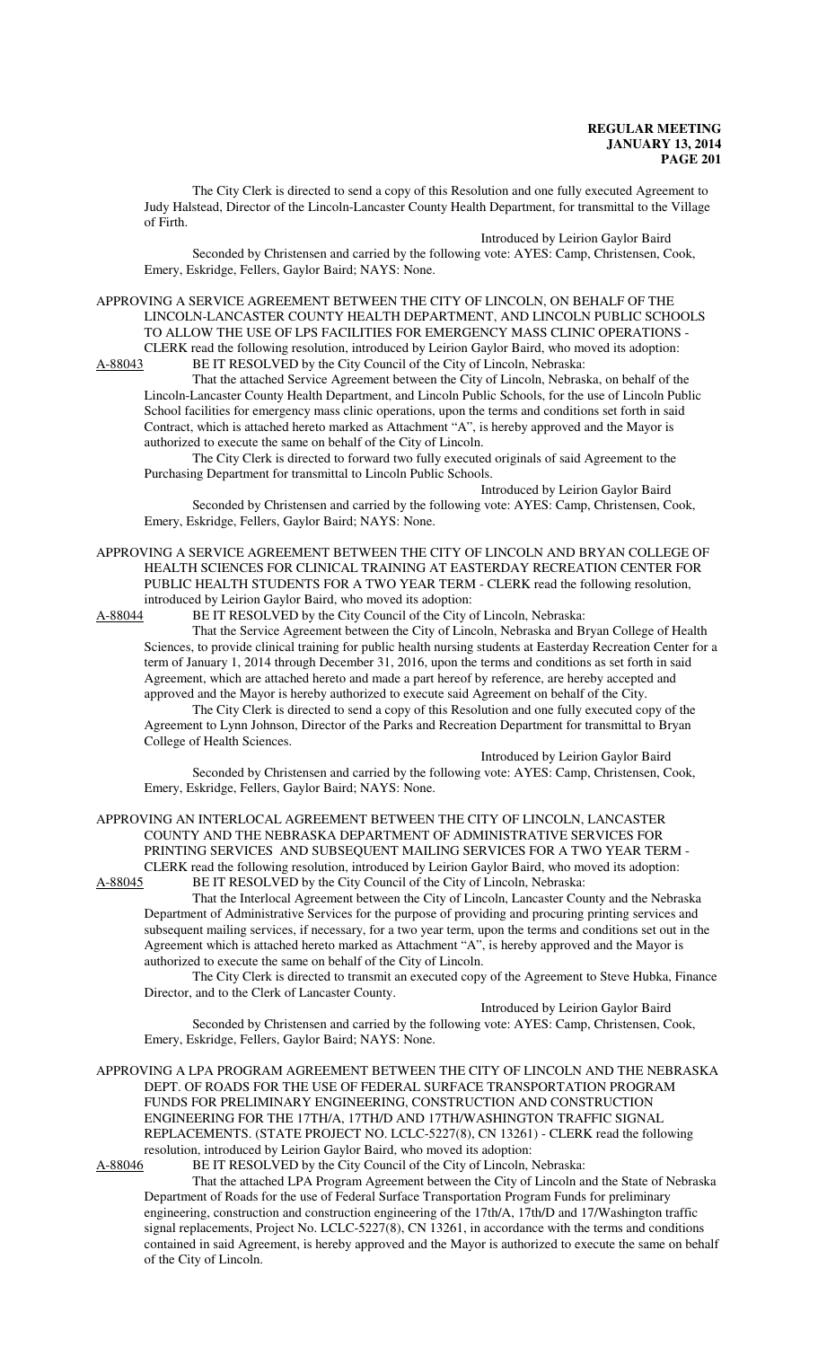The City Clerk is directed to send a copy of this Resolution and one fully executed Agreement to Judy Halstead, Director of the Lincoln-Lancaster County Health Department, for transmittal to the Village of Firth.

Introduced by Leirion Gaylor Baird

Seconded by Christensen and carried by the following vote: AYES: Camp, Christensen, Cook, Emery, Eskridge, Fellers, Gaylor Baird; NAYS: None.

APPROVING A SERVICE AGREEMENT BETWEEN THE CITY OF LINCOLN, ON BEHALF OF THE LINCOLN-LANCASTER COUNTY HEALTH DEPARTMENT, AND LINCOLN PUBLIC SCHOOLS TO ALLOW THE USE OF LPS FACILITIES FOR EMERGENCY MASS CLINIC OPERATIONS - CLERK read the following resolution, introduced by Leirion Gaylor Baird, who moved its adoption:

A-88043 BE IT RESOLVED by the City Council of the City of Lincoln, Nebraska:

That the attached Service Agreement between the City of Lincoln, Nebraska, on behalf of the Lincoln-Lancaster County Health Department, and Lincoln Public Schools, for the use of Lincoln Public School facilities for emergency mass clinic operations, upon the terms and conditions set forth in said Contract, which is attached hereto marked as Attachment "A", is hereby approved and the Mayor is authorized to execute the same on behalf of the City of Lincoln.

The City Clerk is directed to forward two fully executed originals of said Agreement to the Purchasing Department for transmittal to Lincoln Public Schools.

Introduced by Leirion Gaylor Baird

Seconded by Christensen and carried by the following vote: AYES: Camp, Christensen, Cook, Emery, Eskridge, Fellers, Gaylor Baird; NAYS: None.

APPROVING A SERVICE AGREEMENT BETWEEN THE CITY OF LINCOLN AND BRYAN COLLEGE OF HEALTH SCIENCES FOR CLINICAL TRAINING AT EASTERDAY RECREATION CENTER FOR PUBLIC HEALTH STUDENTS FOR A TWO YEAR TERM - CLERK read the following resolution, introduced by Leirion Gaylor Baird, who moved its adoption:

A-88044 BE IT RESOLVED by the City Council of the City of Lincoln, Nebraska:

That the Service Agreement between the City of Lincoln, Nebraska and Bryan College of Health Sciences, to provide clinical training for public health nursing students at Easterday Recreation Center for a term of January 1, 2014 through December 31, 2016, upon the terms and conditions as set forth in said Agreement, which are attached hereto and made a part hereof by reference, are hereby accepted and approved and the Mayor is hereby authorized to execute said Agreement on behalf of the City.

The City Clerk is directed to send a copy of this Resolution and one fully executed copy of the Agreement to Lynn Johnson, Director of the Parks and Recreation Department for transmittal to Bryan College of Health Sciences.

Introduced by Leirion Gaylor Baird

Seconded by Christensen and carried by the following vote: AYES: Camp, Christensen, Cook, Emery, Eskridge, Fellers, Gaylor Baird; NAYS: None.

APPROVING AN INTERLOCAL AGREEMENT BETWEEN THE CITY OF LINCOLN, LANCASTER COUNTY AND THE NEBRASKA DEPARTMENT OF ADMINISTRATIVE SERVICES FOR PRINTING SERVICES AND SUBSEQUENT MAILING SERVICES FOR A TWO YEAR TERM - CLERK read the following resolution, introduced by Leirion Gaylor Baird, who moved its adoption:

A-88045 BE IT RESOLVED by the City Council of the City of Lincoln, Nebraska:

That the Interlocal Agreement between the City of Lincoln, Lancaster County and the Nebraska Department of Administrative Services for the purpose of providing and procuring printing services and subsequent mailing services, if necessary, for a two year term, upon the terms and conditions set out in the Agreement which is attached hereto marked as Attachment "A", is hereby approved and the Mayor is authorized to execute the same on behalf of the City of Lincoln.

The City Clerk is directed to transmit an executed copy of the Agreement to Steve Hubka, Finance Director, and to the Clerk of Lancaster County.

Introduced by Leirion Gaylor Baird

Seconded by Christensen and carried by the following vote: AYES: Camp, Christensen, Cook, Emery, Eskridge, Fellers, Gaylor Baird; NAYS: None.

APPROVING A LPA PROGRAM AGREEMENT BETWEEN THE CITY OF LINCOLN AND THE NEBRASKA DEPT. OF ROADS FOR THE USE OF FEDERAL SURFACE TRANSPORTATION PROGRAM FUNDS FOR PRELIMINARY ENGINEERING, CONSTRUCTION AND CONSTRUCTION ENGINEERING FOR THE 17TH/A, 17TH/D AND 17TH/WASHINGTON TRAFFIC SIGNAL REPLACEMENTS. (STATE PROJECT NO. LCLC-5227(8), CN 13261) - CLERK read the following resolution, introduced by Leirion Gaylor Baird, who moved its adoption:

A-88046 BE IT RESOLVED by the City Council of the City of Lincoln, Nebraska:

That the attached LPA Program Agreement between the City of Lincoln and the State of Nebraska Department of Roads for the use of Federal Surface Transportation Program Funds for preliminary engineering, construction and construction engineering of the 17th/A, 17th/D and 17/Washington traffic signal replacements, Project No. LCLC-5227(8), CN 13261, in accordance with the terms and conditions contained in said Agreement, is hereby approved and the Mayor is authorized to execute the same on behalf of the City of Lincoln.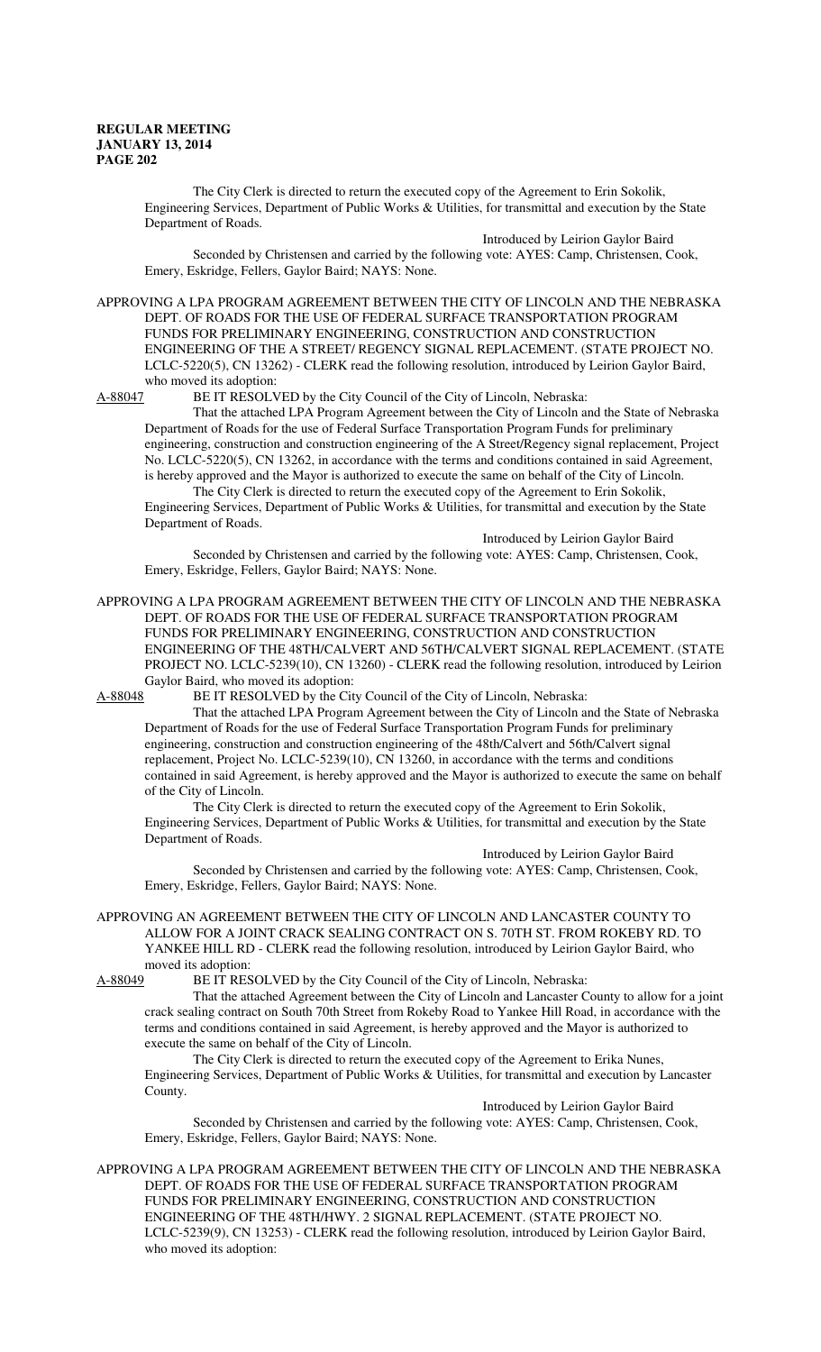The City Clerk is directed to return the executed copy of the Agreement to Erin Sokolik, Engineering Services, Department of Public Works & Utilities, for transmittal and execution by the State Department of Roads.

Introduced by Leirion Gaylor Baird

Seconded by Christensen and carried by the following vote: AYES: Camp, Christensen, Cook, Emery, Eskridge, Fellers, Gaylor Baird; NAYS: None.

APPROVING A LPA PROGRAM AGREEMENT BETWEEN THE CITY OF LINCOLN AND THE NEBRASKA DEPT. OF ROADS FOR THE USE OF FEDERAL SURFACE TRANSPORTATION PROGRAM FUNDS FOR PRELIMINARY ENGINEERING, CONSTRUCTION AND CONSTRUCTION ENGINEERING OF THE A STREET/ REGENCY SIGNAL REPLACEMENT. (STATE PROJECT NO. LCLC-5220(5), CN 13262) - CLERK read the following resolution, introduced by Leirion Gaylor Baird, who moved its adoption:

A-88047 BE IT RESOLVED by the City Council of the City of Lincoln, Nebraska:

That the attached LPA Program Agreement between the City of Lincoln and the State of Nebraska Department of Roads for the use of Federal Surface Transportation Program Funds for preliminary engineering, construction and construction engineering of the A Street/Regency signal replacement, Project No. LCLC-5220(5), CN 13262, in accordance with the terms and conditions contained in said Agreement, is hereby approved and the Mayor is authorized to execute the same on behalf of the City of Lincoln.

The City Clerk is directed to return the executed copy of the Agreement to Erin Sokolik, Engineering Services, Department of Public Works & Utilities, for transmittal and execution by the State Department of Roads.

Introduced by Leirion Gaylor Baird

Seconded by Christensen and carried by the following vote: AYES: Camp, Christensen, Cook, Emery, Eskridge, Fellers, Gaylor Baird; NAYS: None.

APPROVING A LPA PROGRAM AGREEMENT BETWEEN THE CITY OF LINCOLN AND THE NEBRASKA DEPT. OF ROADS FOR THE USE OF FEDERAL SURFACE TRANSPORTATION PROGRAM FUNDS FOR PRELIMINARY ENGINEERING, CONSTRUCTION AND CONSTRUCTION ENGINEERING OF THE 48TH/CALVERT AND 56TH/CALVERT SIGNAL REPLACEMENT. (STATE PROJECT NO. LCLC-5239(10), CN 13260) - CLERK read the following resolution, introduced by Leirion Gaylor Baird, who moved its adoption:

A-88048 BE IT RESOLVED by the City Council of the City of Lincoln, Nebraska:

That the attached LPA Program Agreement between the City of Lincoln and the State of Nebraska Department of Roads for the use of Federal Surface Transportation Program Funds for preliminary engineering, construction and construction engineering of the 48th/Calvert and 56th/Calvert signal replacement, Project No. LCLC-5239(10), CN 13260, in accordance with the terms and conditions contained in said Agreement, is hereby approved and the Mayor is authorized to execute the same on behalf of the City of Lincoln.

The City Clerk is directed to return the executed copy of the Agreement to Erin Sokolik, Engineering Services, Department of Public Works & Utilities, for transmittal and execution by the State Department of Roads.

Introduced by Leirion Gaylor Baird

Seconded by Christensen and carried by the following vote: AYES: Camp, Christensen, Cook, Emery, Eskridge, Fellers, Gaylor Baird; NAYS: None.

APPROVING AN AGREEMENT BETWEEN THE CITY OF LINCOLN AND LANCASTER COUNTY TO ALLOW FOR A JOINT CRACK SEALING CONTRACT ON S. 70TH ST. FROM ROKEBY RD. TO YANKEE HILL RD - CLERK read the following resolution, introduced by Leirion Gaylor Baird, who moved its adoption:

A-88049 BE IT RESOLVED by the City Council of the City of Lincoln, Nebraska:

That the attached Agreement between the City of Lincoln and Lancaster County to allow for a joint crack sealing contract on South 70th Street from Rokeby Road to Yankee Hill Road, in accordance with the terms and conditions contained in said Agreement, is hereby approved and the Mayor is authorized to execute the same on behalf of the City of Lincoln.

The City Clerk is directed to return the executed copy of the Agreement to Erika Nunes, Engineering Services, Department of Public Works & Utilities, for transmittal and execution by Lancaster County.

Introduced by Leirion Gaylor Baird

Seconded by Christensen and carried by the following vote: AYES: Camp, Christensen, Cook, Emery, Eskridge, Fellers, Gaylor Baird; NAYS: None.

APPROVING A LPA PROGRAM AGREEMENT BETWEEN THE CITY OF LINCOLN AND THE NEBRASKA DEPT. OF ROADS FOR THE USE OF FEDERAL SURFACE TRANSPORTATION PROGRAM FUNDS FOR PRELIMINARY ENGINEERING, CONSTRUCTION AND CONSTRUCTION ENGINEERING OF THE 48TH/HWY. 2 SIGNAL REPLACEMENT. (STATE PROJECT NO. LCLC-5239(9), CN 13253) - CLERK read the following resolution, introduced by Leirion Gaylor Baird, who moved its adoption: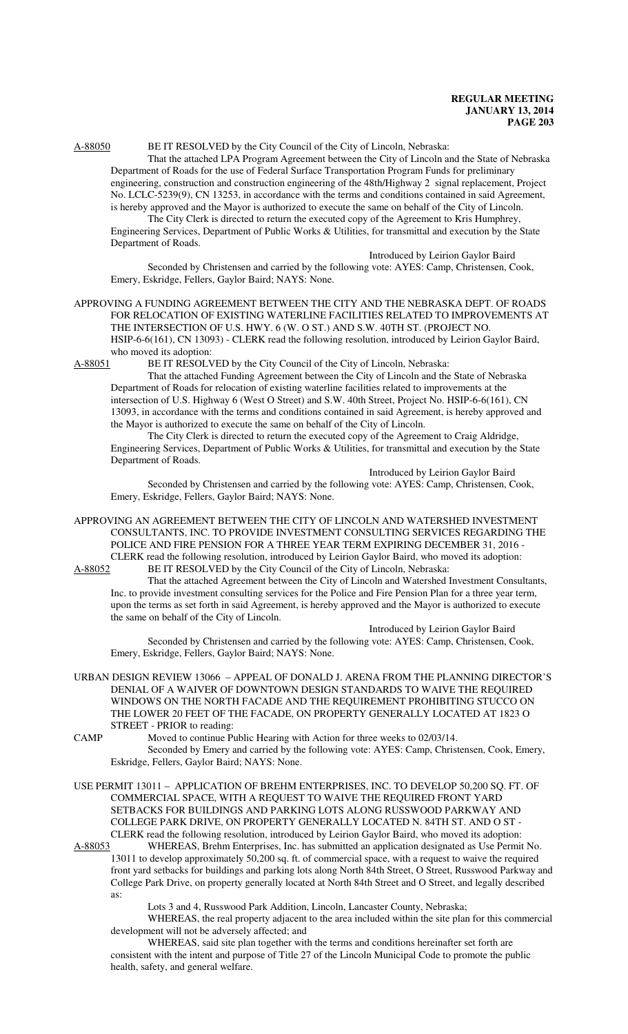A-88050 BE IT RESOLVED by the City Council of the City of Lincoln, Nebraska:

That the attached LPA Program Agreement between the City of Lincoln and the State of Nebraska Department of Roads for the use of Federal Surface Transportation Program Funds for preliminary engineering, construction and construction engineering of the 48th/Highway 2 signal replacement, Project No. LCLC-5239(9), CN 13253, in accordance with the terms and conditions contained in said Agreement, is hereby approved and the Mayor is authorized to execute the same on behalf of the City of Lincoln.

The City Clerk is directed to return the executed copy of the Agreement to Kris Humphrey, Engineering Services, Department of Public Works & Utilities, for transmittal and execution by the State Department of Roads.

Introduced by Leirion Gaylor Baird

Seconded by Christensen and carried by the following vote: AYES: Camp, Christensen, Cook, Emery, Eskridge, Fellers, Gaylor Baird; NAYS: None.

APPROVING A FUNDING AGREEMENT BETWEEN THE CITY AND THE NEBRASKA DEPT. OF ROADS FOR RELOCATION OF EXISTING WATERLINE FACILITIES RELATED TO IMPROVEMENTS AT THE INTERSECTION OF U.S. HWY. 6 (W. O ST.) AND S.W. 40TH ST. (PROJECT NO. HSIP-6-6(161), CN 13093) - CLERK read the following resolution, introduced by Leirion Gaylor Baird, who moved its adoption:

A-88051 BE IT RESOLVED by the City Council of the City of Lincoln, Nebraska:

That the attached Funding Agreement between the City of Lincoln and the State of Nebraska Department of Roads for relocation of existing waterline facilities related to improvements at the intersection of U.S. Highway 6 (West O Street) and S.W. 40th Street, Project No. HSIP-6-6(161), CN 13093, in accordance with the terms and conditions contained in said Agreement, is hereby approved and the Mayor is authorized to execute the same on behalf of the City of Lincoln.

The City Clerk is directed to return the executed copy of the Agreement to Craig Aldridge, Engineering Services, Department of Public Works & Utilities, for transmittal and execution by the State Department of Roads.

Introduced by Leirion Gaylor Baird

Seconded by Christensen and carried by the following vote: AYES: Camp, Christensen, Cook, Emery, Eskridge, Fellers, Gaylor Baird; NAYS: None.

APPROVING AN AGREEMENT BETWEEN THE CITY OF LINCOLN AND WATERSHED INVESTMENT CONSULTANTS, INC. TO PROVIDE INVESTMENT CONSULTING SERVICES REGARDING THE POLICE AND FIRE PENSION FOR A THREE YEAR TERM EXPIRING DECEMBER 31, 2016 - CLERK read the following resolution, introduced by Leirion Gaylor Baird, who moved its adoption:

A-88052 BE IT RESOLVED by the City Council of the City of Lincoln, Nebraska:

That the attached Agreement between the City of Lincoln and Watershed Investment Consultants, Inc. to provide investment consulting services for the Police and Fire Pension Plan for a three year term, upon the terms as set forth in said Agreement, is hereby approved and the Mayor is authorized to execute the same on behalf of the City of Lincoln.

Introduced by Leirion Gaylor Baird

Seconded by Christensen and carried by the following vote: AYES: Camp, Christensen, Cook, Emery, Eskridge, Fellers, Gaylor Baird; NAYS: None.

URBAN DESIGN REVIEW 13066 – APPEAL OF DONALD J. ARENA FROM THE PLANNING DIRECTOR'S DENIAL OF A WAIVER OF DOWNTOWN DESIGN STANDARDS TO WAIVE THE REQUIRED WINDOWS ON THE NORTH FACADE AND THE REQUIREMENT PROHIBITING STUCCO ON THE LOWER 20 FEET OF THE FACADE, ON PROPERTY GENERALLY LOCATED AT 1823 O STREET - PRIOR to reading:

CAMP Moved to continue Public Hearing with Action for three weeks to 02/03/14.

Seconded by Emery and carried by the following vote: AYES: Camp, Christensen, Cook, Emery, Eskridge, Fellers, Gaylor Baird; NAYS: None.

USE PERMIT 13011 – APPLICATION OF BREHM ENTERPRISES, INC. TO DEVELOP 50,200 SQ. FT. OF COMMERCIAL SPACE, WITH A REQUEST TO WAIVE THE REQUIRED FRONT YARD SETBACKS FOR BUILDINGS AND PARKING LOTS ALONG RUSSWOOD PARKWAY AND COLLEGE PARK DRIVE, ON PROPERTY GENERALLY LOCATED N. 84TH ST. AND O ST - CLERK read the following resolution, introduced by Leirion Gaylor Baird, who moved its adoption:

A-88053 WHEREAS, Brehm Enterprises, Inc. has submitted an application designated as Use Permit No. 13011 to develop approximately 50,200 sq. ft. of commercial space, with a request to waive the required front yard setbacks for buildings and parking lots along North 84th Street, O Street, Russwood Parkway and College Park Drive, on property generally located at North 84th Street and O Street, and legally described as:

Lots 3 and 4, Russwood Park Addition, Lincoln, Lancaster County, Nebraska;

WHEREAS, the real property adjacent to the area included within the site plan for this commercial development will not be adversely affected; and

WHEREAS, said site plan together with the terms and conditions hereinafter set forth are consistent with the intent and purpose of Title 27 of the Lincoln Municipal Code to promote the public health, safety, and general welfare.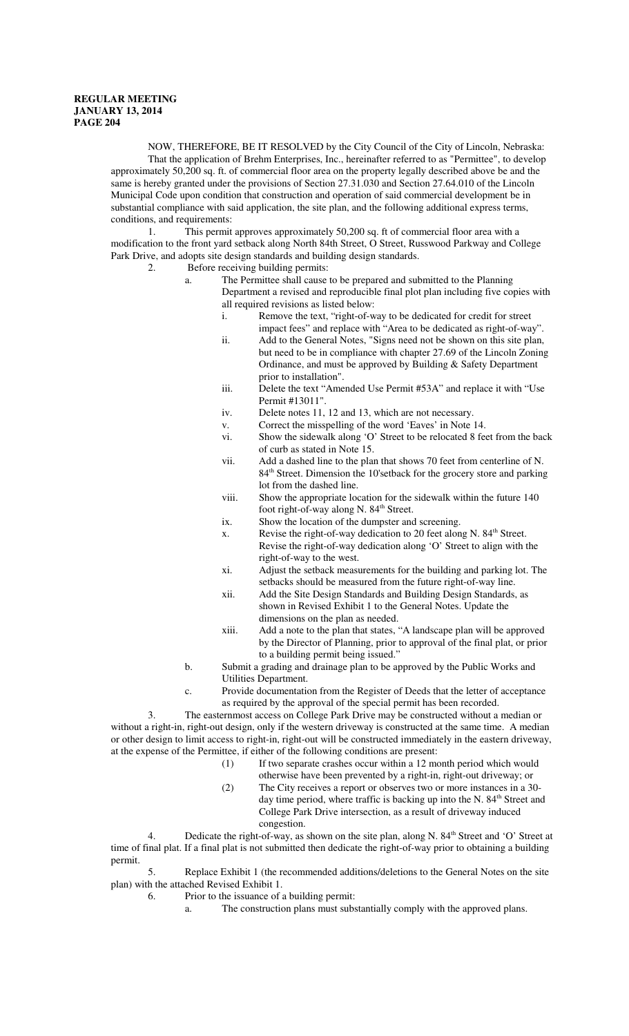NOW, THEREFORE, BE IT RESOLVED by the City Council of the City of Lincoln, Nebraska:

That the application of Brehm Enterprises, Inc., hereinafter referred to as "Permittee", to develop approximately 50,200 sq. ft. of commercial floor area on the property legally described above be and the same is hereby granted under the provisions of Section 27.31.030 and Section 27.64.010 of the Lincoln Municipal Code upon condition that construction and operation of said commercial development be in substantial compliance with said application, the site plan, and the following additional express terms, conditions, and requirements:

1. This permit approves approximately 50,200 sq. ft of commercial floor area with a modification to the front yard setback along North 84th Street, O Street, Russwood Parkway and College Park Drive, and adopts site design standards and building design standards.

2. Before receiving building permits:

   a. The Permittee shall cause to be prepared and submitted to the Planning Department a revised and reproducible final plot plan including five copies with all required revisions as listed below:

      i. Remove the text, "right-of-way to be dedicated for credit for street impact fees" and replace with "Area to be dedicated as right-of-way".

      ii. Add to the General Notes, "Signs need not be shown on this site plan, but need to be in compliance with chapter 27.69 of the Lincoln Zoning Ordinance, and must be approved by Building & Safety Department prior to installation".

      iii. Delete the text "Amended Use Permit #53A" and replace it with "Use Permit #13011".

      iv. Delete notes 11, 12 and 13, which are not necessary.

      v. Correct the misspelling of the word 'Eaves' in Note 14.

      vi. Show the sidewalk along 'O' Street to be relocated 8 feet from the back of curb as stated in Note 15.

      vii. Add a dashed line to the plan that shows 70 feet from centerline of N. 84th Street. Dimension the 10'setback for the grocery store and parking lot from the dashed line.

      viii. Show the appropriate location for the sidewalk within the future 140 foot right-of-way along N. 84th Street.

      ix. Show the location of the dumpster and screening.

      x. Revise the right-of-way dedication to 20 feet along N. 84th Street. Revise the right-of-way dedication along 'O' Street to align with the right-of-way to the west.

      xi. Adjust the setback measurements for the building and parking lot. The setbacks should be measured from the future right-of-way line.

      xii. Add the Site Design Standards and Building Design Standards, as shown in Revised Exhibit 1 to the General Notes. Update the dimensions on the plan as needed.

      xiii. Add a note to the plan that states, "A landscape plan will be approved by the Director of Planning, prior to approval of the final plat, or prior to a building permit being issued."

   b. Submit a grading and drainage plan to be approved by the Public Works and Utilities Department.

   c. Provide documentation from the Register of Deeds that the letter of acceptance as required by the approval of the special permit has been recorded.

3. The easternmost access on College Park Drive may be constructed without a median or without a right-in, right-out design, only if the western driveway is constructed at the same time. A median or other design to limit access to right-in, right-out will be constructed immediately in the eastern driveway, at the expense of the Permittee, if either of the following conditions are present:

   (1) If two separate crashes occur within a 12 month period which would otherwise have been prevented by a right-in, right-out driveway; or

   (2) The City receives a report or observes two or more instances in a 30-day time period, where traffic is backing up into the N. 84th Street and College Park Drive intersection, as a result of driveway induced congestion.

4. Dedicate the right-of-way, as shown on the site plan, along N. 84th Street and 'O' Street at time of final plat. If a final plat is not submitted then dedicate the right-of-way prior to obtaining a building permit.

5. Replace Exhibit 1 (the recommended additions/deletions to the General Notes on the site plan) with the attached Revised Exhibit 1.

6. Prior to the issuance of a building permit:

   a. The construction plans must substantially comply with the approved plans.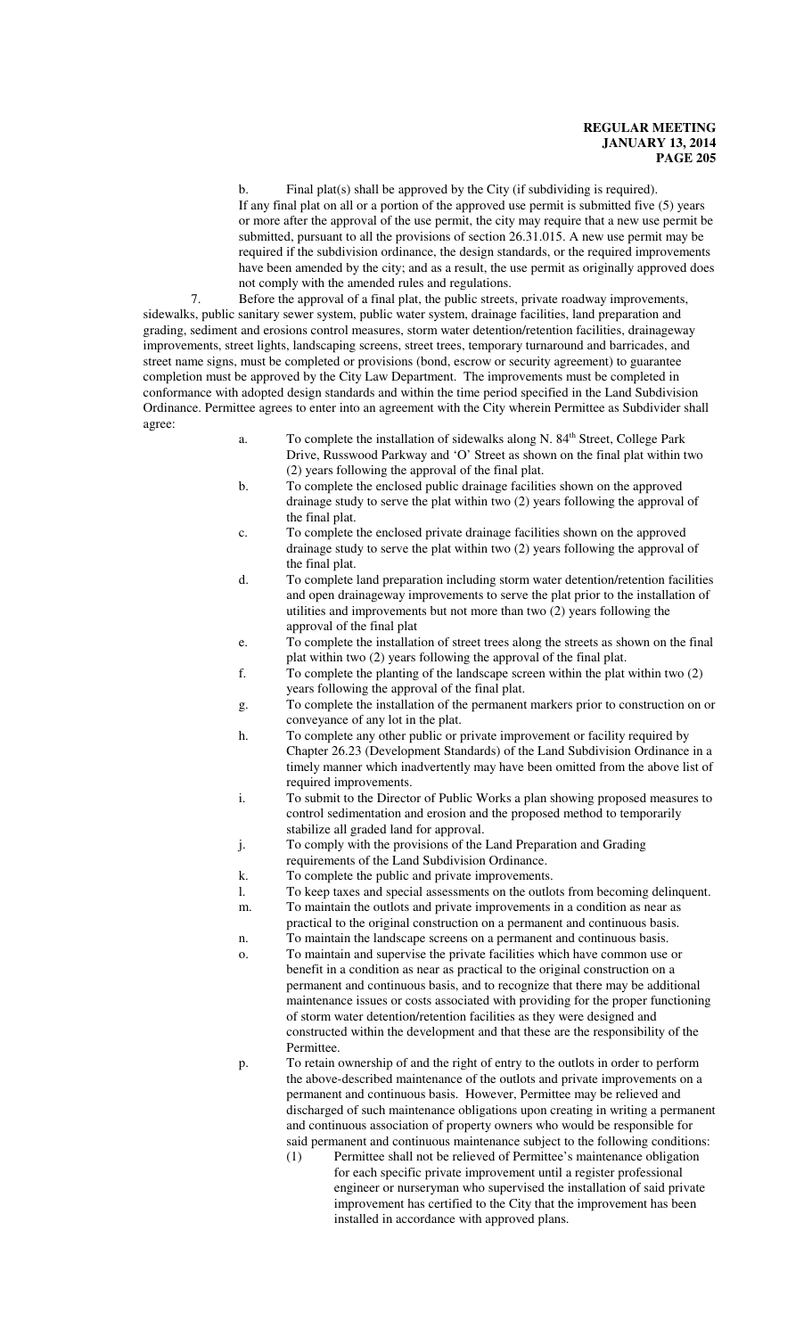b. Final plat(s) shall be approved by the City (if subdividing is required).
If any final plat on all or a portion of the approved use permit is submitted five (5) years or more after the approval of the use permit, the city may require that a new use permit be submitted, pursuant to all the provisions of section 26.31.015. A new use permit may be required if the subdivision ordinance, the design standards, or the required improvements have been amended by the city; and as a result, the use permit as originally approved does not comply with the amended rules and regulations.

7. Before the approval of a final plat, the public streets, private roadway improvements, sidewalks, public sanitary sewer system, public water system, drainage facilities, land preparation and grading, sediment and erosions control measures, storm water detention/retention facilities, drainageway improvements, street lights, landscaping screens, street trees, temporary turnaround and barricades, and street name signs, must be completed or provisions (bond, escrow or security agreement) to guarantee completion must be approved by the City Law Department. The improvements must be completed in conformance with adopted design standards and within the time period specified in the Land Subdivision Ordinance. Permittee agrees to enter into an agreement with the City wherein Permittee as Subdivider shall agree:

a. To complete the installation of sidewalks along N. 84th Street, College Park Drive, Russwood Parkway and 'O' Street as shown on the final plat within two (2) years following the approval of the final plat.

b. To complete the enclosed public drainage facilities shown on the approved drainage study to serve the plat within two (2) years following the approval of the final plat.

c. To complete the enclosed private drainage facilities shown on the approved drainage study to serve the plat within two (2) years following the approval of the final plat.

d. To complete land preparation including storm water detention/retention facilities and open drainageway improvements to serve the plat prior to the installation of utilities and improvements but not more than two (2) years following the approval of the final plat

e. To complete the installation of street trees along the streets as shown on the final plat within two (2) years following the approval of the final plat.

f. To complete the planting of the landscape screen within the plat within two (2) years following the approval of the final plat.

g. To complete the installation of the permanent markers prior to construction on or conveyance of any lot in the plat.

h. To complete any other public or private improvement or facility required by Chapter 26.23 (Development Standards) of the Land Subdivision Ordinance in a timely manner which inadvertently may have been omitted from the above list of required improvements.

i. To submit to the Director of Public Works a plan showing proposed measures to control sedimentation and erosion and the proposed method to temporarily stabilize all graded land for approval.

j. To comply with the provisions of the Land Preparation and Grading requirements of the Land Subdivision Ordinance.

k. To complete the public and private improvements.

l. To keep taxes and special assessments on the outlots from becoming delinquent.

m. To maintain the outlots and private improvements in a condition as near as practical to the original construction on a permanent and continuous basis.

n. To maintain the landscape screens on a permanent and continuous basis.

o. To maintain and supervise the private facilities which have common use or benefit in a condition as near as practical to the original construction on a permanent and continuous basis, and to recognize that there may be additional maintenance issues or costs associated with providing for the proper functioning of storm water detention/retention facilities as they were designed and constructed within the development and that these are the responsibility of the Permittee.

p. To retain ownership of and the right of entry to the outlots in order to perform the above-described maintenance of the outlots and private improvements on a permanent and continuous basis. However, Permittee may be relieved and discharged of such maintenance obligations upon creating in writing a permanent and continuous association of property owners who would be responsible for said permanent and continuous maintenance subject to the following conditions:

(1) Permittee shall not be relieved of Permittee's maintenance obligation for each specific private improvement until a register professional engineer or nurseryman who supervised the installation of said private improvement has certified to the City that the improvement has been installed in accordance with approved plans.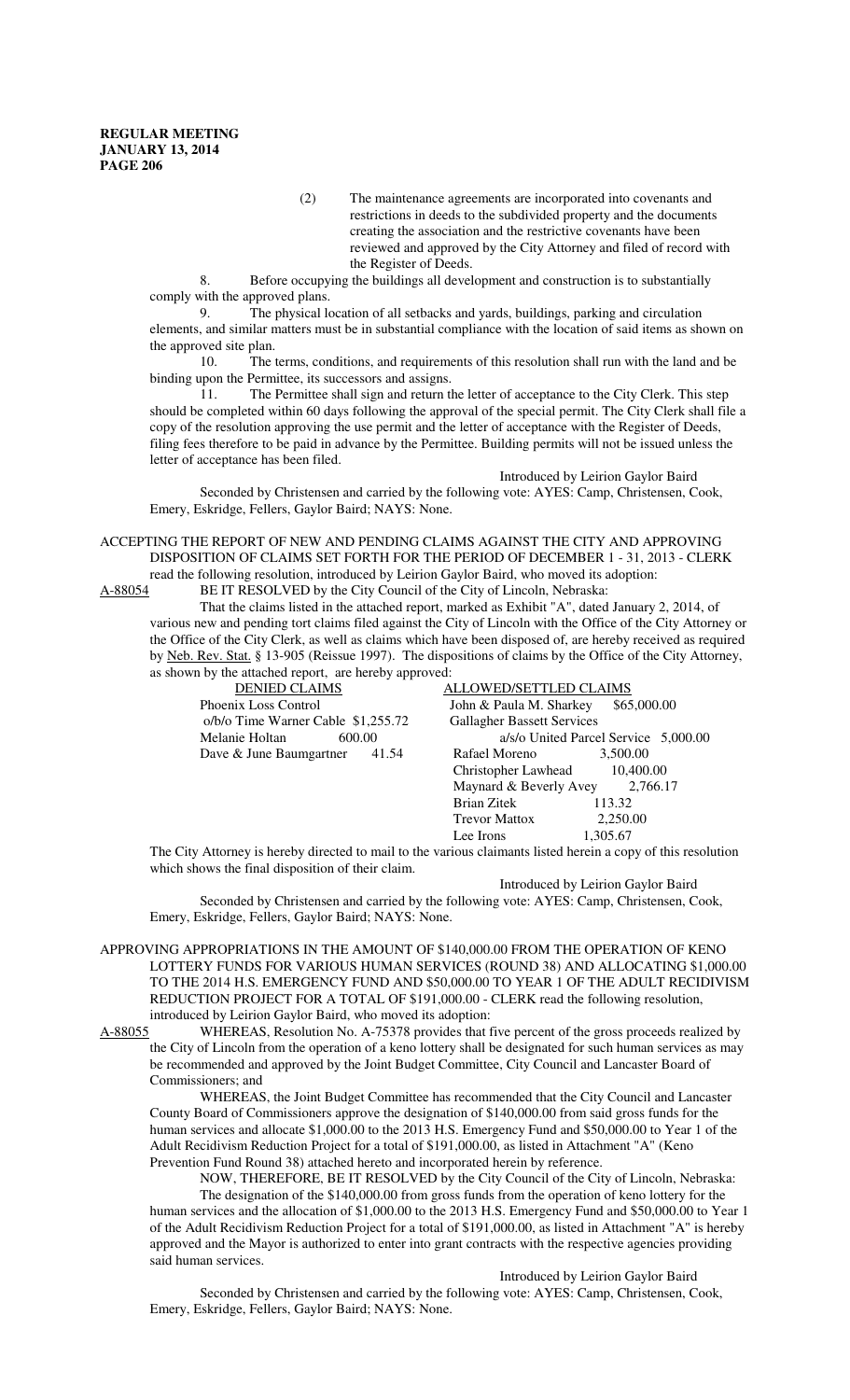(2) The maintenance agreements are incorporated into covenants and restrictions in deeds to the subdivided property and the documents creating the association and the restrictive covenants have been reviewed and approved by the City Attorney and filed of record with the Register of Deeds.

8. Before occupying the buildings all development and construction is to substantially comply with the approved plans.

9. The physical location of all setbacks and yards, buildings, parking and circulation elements, and similar matters must be in substantial compliance with the location of said items as shown on the approved site plan.

10. The terms, conditions, and requirements of this resolution shall run with the land and be binding upon the Permittee, its successors and assigns.

11. The Permittee shall sign and return the letter of acceptance to the City Clerk. This step should be completed within 60 days following the approval of the special permit. The City Clerk shall file a copy of the resolution approving the use permit and the letter of acceptance with the Register of Deeds, filing fees therefore to be paid in advance by the Permittee. Building permits will not be issued unless the letter of acceptance has been filed.

Introduced by Leirion Gaylor Baird

Seconded by Christensen and carried by the following vote: AYES: Camp, Christensen, Cook, Emery, Eskridge, Fellers, Gaylor Baird; NAYS: None.

ACCEPTING THE REPORT OF NEW AND PENDING CLAIMS AGAINST THE CITY AND APPROVING DISPOSITION OF CLAIMS SET FORTH FOR THE PERIOD OF DECEMBER 1 - 31, 2013 - CLERK read the following resolution, introduced by Leirion Gaylor Baird, who moved its adoption:

A-88054 BE IT RESOLVED by the City Council of the City of Lincoln, Nebraska:

That the claims listed in the attached report, marked as Exhibit "A", dated January 2, 2014, of various new and pending tort claims filed against the City of Lincoln with the Office of the City Attorney or the Office of the City Clerk, as well as claims which have been disposed of, are hereby received as required by Neb. Rev. Stat. § 13-905 (Reissue 1997). The dispositions of claims by the Office of the City Attorney, as shown by the attached report, are hereby approved:

| DENIED CLAIMS | | ALLOWED/SETTLED CLAIMS | |
|---|---|---|---|
| Phoenix Loss Control o/b/o Time Warner Cable | $1,255.72 | John & Paula M. Sharkey | $65,000.00 |
| Melanie Holtan | 600.00 | Gallagher Bassett Services a/s/o United Parcel Service | 5,000.00 |
| Dave & June Baumgartner | 41.54 | Rafael Moreno | 3,500.00 |
| | | Christopher Lawhead | 10,400.00 |
| | | Maynard & Beverly Avey | 2,766.17 |
| | | Brian Zitek | 113.32 |
| | | Trevor Mattox | 2,250.00 |
| | | Lee Irons | 1,305.67 |

The City Attorney is hereby directed to mail to the various claimants listed herein a copy of this resolution which shows the final disposition of their claim.

Introduced by Leirion Gaylor Baird

Seconded by Christensen and carried by the following vote: AYES: Camp, Christensen, Cook, Emery, Eskridge, Fellers, Gaylor Baird; NAYS: None.

APPROVING APPROPRIATIONS IN THE AMOUNT OF $140,000.00 FROM THE OPERATION OF KENO LOTTERY FUNDS FOR VARIOUS HUMAN SERVICES (ROUND 38) AND ALLOCATING $1,000.00 TO THE 2014 H.S. EMERGENCY FUND AND $50,000.00 TO YEAR 1 OF THE ADULT RECIDIVISM REDUCTION PROJECT FOR A TOTAL OF $191,000.00 - CLERK read the following resolution, introduced by Leirion Gaylor Baird, who moved its adoption:

A-88055 WHEREAS, Resolution No. A-75378 provides that five percent of the gross proceeds realized by the City of Lincoln from the operation of a keno lottery shall be designated for such human services as may be recommended and approved by the Joint Budget Committee, City Council and Lancaster Board of Commissioners; and

WHEREAS, the Joint Budget Committee has recommended that the City Council and Lancaster County Board of Commissioners approve the designation of $140,000.00 from said gross funds for the human services and allocate $1,000.00 to the 2013 H.S. Emergency Fund and $50,000.00 to Year 1 of the Adult Recidivism Reduction Project for a total of $191,000.00, as listed in Attachment "A" (Keno Prevention Fund Round 38) attached hereto and incorporated herein by reference.

NOW, THEREFORE, BE IT RESOLVED by the City Council of the City of Lincoln, Nebraska:

The designation of the $140,000.00 from gross funds from the operation of keno lottery for the human services and the allocation of $1,000.00 to the 2013 H.S. Emergency Fund and $50,000.00 to Year 1 of the Adult Recidivism Reduction Project for a total of $191,000.00, as listed in Attachment "A" is hereby approved and the Mayor is authorized to enter into grant contracts with the respective agencies providing said human services.

Introduced by Leirion Gaylor Baird

Seconded by Christensen and carried by the following vote: AYES: Camp, Christensen, Cook, Emery, Eskridge, Fellers, Gaylor Baird; NAYS: None.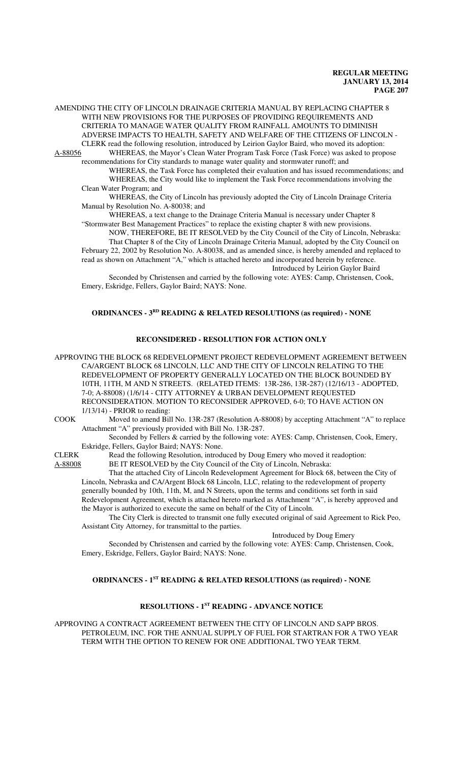AMENDING THE CITY OF LINCOLN DRAINAGE CRITERIA MANUAL BY REPLACING CHAPTER 8 WITH NEW PROVISIONS FOR THE PURPOSES OF PROVIDING REQUIREMENTS AND CRITERIA TO MANAGE WATER QUALITY FROM RAINFALL AMOUNTS TO DIMINISH ADVERSE IMPACTS TO HEALTH, SAFETY AND WELFARE OF THE CITIZENS OF LINCOLN - CLERK read the following resolution, introduced by Leirion Gaylor Baird, who moved its adoption:

A-88056 WHEREAS, the Mayor's Clean Water Program Task Force (Task Force) was asked to propose recommendations for City standards to manage water quality and stormwater runoff; and

WHEREAS, the Task Force has completed their evaluation and has issued recommendations; and

WHEREAS, the City would like to implement the Task Force recommendations involving the Clean Water Program; and

WHEREAS, the City of Lincoln has previously adopted the City of Lincoln Drainage Criteria Manual by Resolution No. A-80038; and

WHEREAS, a text change to the Drainage Criteria Manual is necessary under Chapter 8 "Stormwater Best Management Practices" to replace the existing chapter 8 with new provisions.

NOW, THEREFORE, BE IT RESOLVED by the City Council of the City of Lincoln, Nebraska:

That Chapter 8 of the City of Lincoln Drainage Criteria Manual, adopted by the City Council on February 22, 2002 by Resolution No. A-80038, and as amended since, is hereby amended and replaced to read as shown on Attachment "A," which is attached hereto and incorporated herein by reference.

Introduced by Leirion Gaylor Baird

Seconded by Christensen and carried by the following vote: AYES: Camp, Christensen, Cook, Emery, Eskridge, Fellers, Gaylor Baird; NAYS: None.

## ORDINANCES - 3RD READING & RELATED RESOLUTIONS (as required) - NONE

## RECONSIDERED - RESOLUTION FOR ACTION ONLY

APPROVING THE BLOCK 68 REDEVELOPMENT PROJECT REDEVELOPMENT AGREEMENT BETWEEN CA/ARGENT BLOCK 68 LINCOLN, LLC AND THE CITY OF LINCOLN RELATING TO THE REDEVELOPMENT OF PROPERTY GENERALLY LOCATED ON THE BLOCK BOUNDED BY 10TH, 11TH, M AND N STREETS. (RELATED ITEMS: 13R-286, 13R-287) (12/16/13 - ADOPTED, 7-0; A-88008) (1/6/14 - CITY ATTORNEY & URBAN DEVELOPMENT REQUESTED RECONSIDERATION. MOTION TO RECONSIDER APPROVED, 6-0; TO HAVE ACTION ON 1/13/14) - PRIOR to reading:

COOK Moved to amend Bill No. 13R-287 (Resolution A-88008) by accepting Attachment "A" to replace Attachment "A" previously provided with Bill No. 13R-287.

Seconded by Fellers & carried by the following vote: AYES: Camp, Christensen, Cook, Emery, Eskridge, Fellers, Gaylor Baird; NAYS: None.

CLERK Read the following Resolution, introduced by Doug Emery who moved it readoption:

A-88008 BE IT RESOLVED by the City Council of the City of Lincoln, Nebraska:

That the attached City of Lincoln Redevelopment Agreement for Block 68, between the City of Lincoln, Nebraska and CA/Argent Block 68 Lincoln, LLC, relating to the redevelopment of property generally bounded by 10th, 11th, M, and N Streets, upon the terms and conditions set forth in said Redevelopment Agreement, which is attached hereto marked as Attachment "A", is hereby approved and the Mayor is authorized to execute the same on behalf of the City of Lincoln.

The City Clerk is directed to transmit one fully executed original of said Agreement to Rick Peo, Assistant City Attorney, for transmittal to the parties.

Introduced by Doug Emery

Seconded by Christensen and carried by the following vote: AYES: Camp, Christensen, Cook, Emery, Eskridge, Fellers, Gaylor Baird; NAYS: None.

## ORDINANCES - 1ST READING & RELATED RESOLUTIONS (as required) - NONE

## RESOLUTIONS - 1ST READING - ADVANCE NOTICE

APPROVING A CONTRACT AGREEMENT BETWEEN THE CITY OF LINCOLN AND SAPP BROS. PETROLEUM, INC. FOR THE ANNUAL SUPPLY OF FUEL FOR STARTRAN FOR A TWO YEAR TERM WITH THE OPTION TO RENEW FOR ONE ADDITIONAL TWO YEAR TERM.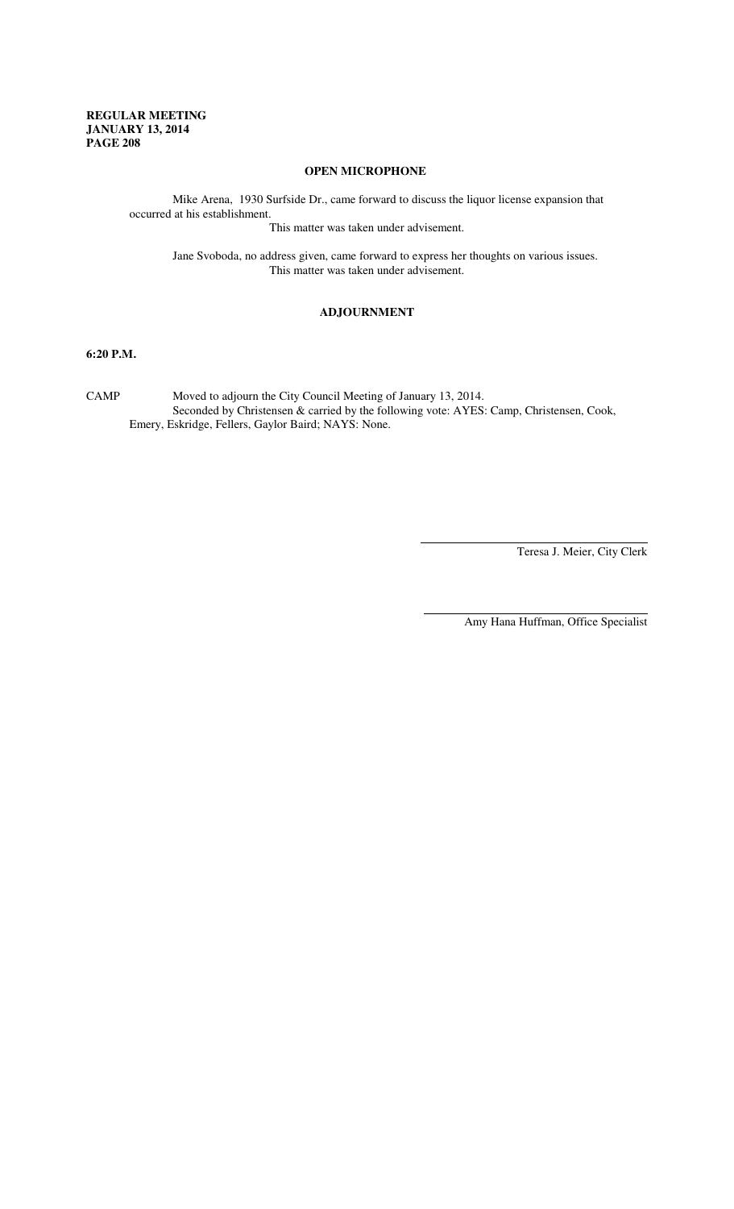## OPEN MICROPHONE

Mike Arena, 1930 Surfside Dr., came forward to discuss the liquor license expansion that occurred at his establishment.

This matter was taken under advisement.

Jane Svoboda, no address given, came forward to express her thoughts on various issues.

This matter was taken under advisement.

## ADJOURNMENT

**6:20 P.M.**

CAMP Moved to adjourn the City Council Meeting of January 13, 2014.

Seconded by Christensen & carried by the following vote: AYES: Camp, Christensen, Cook, Emery, Eskridge, Fellers, Gaylor Baird; NAYS: None.

Teresa J. Meier, City Clerk

Amy Hana Huffman, Office Specialist